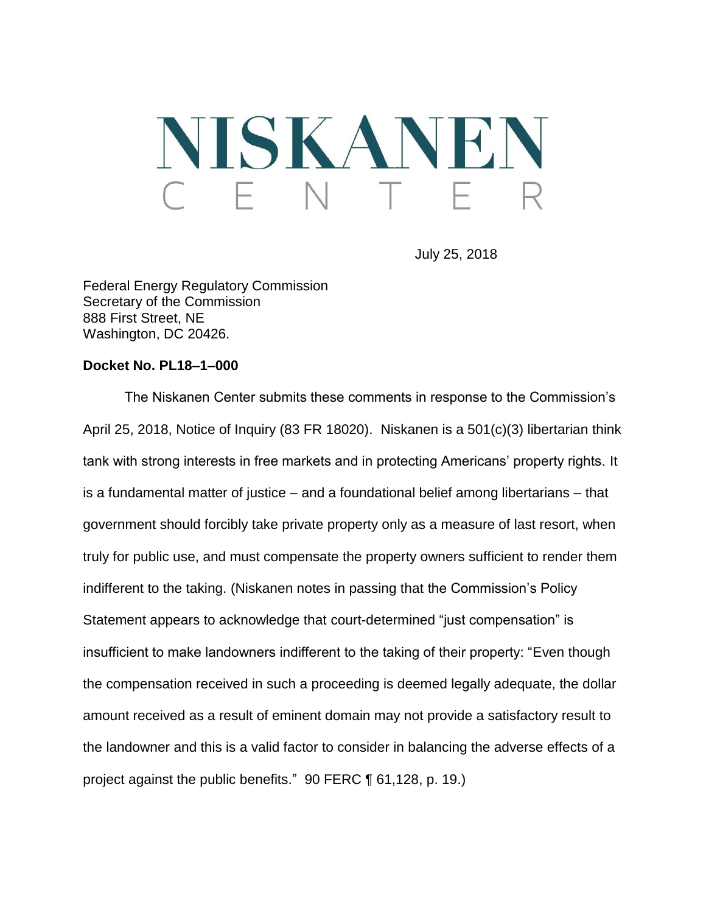# NISKANEN
## C E N T E R

July 25, 2018

Federal Energy Regulatory Commission
Secretary of the Commission
888 First Street, NE
Washington, DC 20426.

**Docket No. PL18–1–000**

The Niskanen Center submits these comments in response to the Commission's April 25, 2018, Notice of Inquiry (83 FR 18020). Niskanen is a 501(c)(3) libertarian think tank with strong interests in free markets and in protecting Americans' property rights. It is a fundamental matter of justice – and a foundational belief among libertarians – that government should forcibly take private property only as a measure of last resort, when truly for public use, and must compensate the property owners sufficient to render them indifferent to the taking. (Niskanen notes in passing that the Commission's Policy Statement appears to acknowledge that court-determined "just compensation" is insufficient to make landowners indifferent to the taking of their property: "Even though the compensation received in such a proceeding is deemed legally adequate, the dollar amount received as a result of eminent domain may not provide a satisfactory result to the landowner and this is a valid factor to consider in balancing the adverse effects of a project against the public benefits." 90 FERC ¶ 61,128, p. 19.)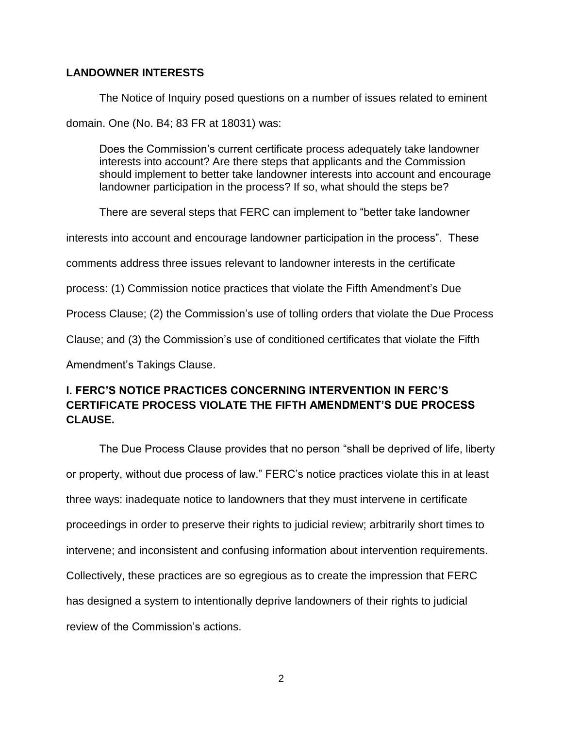## LANDOWNER INTERESTS

The Notice of Inquiry posed questions on a number of issues related to eminent domain. One (No. B4; 83 FR at 18031) was:

> Does the Commission's current certificate process adequately take landowner interests into account? Are there steps that applicants and the Commission should implement to better take landowner interests into account and encourage landowner participation in the process? If so, what should the steps be?

There are several steps that FERC can implement to "better take landowner interests into account and encourage landowner participation in the process". These comments address three issues relevant to landowner interests in the certificate process: (1) Commission notice practices that violate the Fifth Amendment's Due Process Clause; (2) the Commission's use of tolling orders that violate the Due Process Clause; and (3) the Commission's use of conditioned certificates that violate the Fifth Amendment's Takings Clause.

## I. FERC'S NOTICE PRACTICES CONCERNING INTERVENTION IN FERC'S CERTIFICATE PROCESS VIOLATE THE FIFTH AMENDMENT'S DUE PROCESS CLAUSE.

The Due Process Clause provides that no person "shall be deprived of life, liberty or property, without due process of law." FERC's notice practices violate this in at least three ways: inadequate notice to landowners that they must intervene in certificate proceedings in order to preserve their rights to judicial review; arbitrarily short times to intervene; and inconsistent and confusing information about intervention requirements. Collectively, these practices are so egregious as to create the impression that FERC has designed a system to intentionally deprive landowners of their rights to judicial review of the Commission's actions.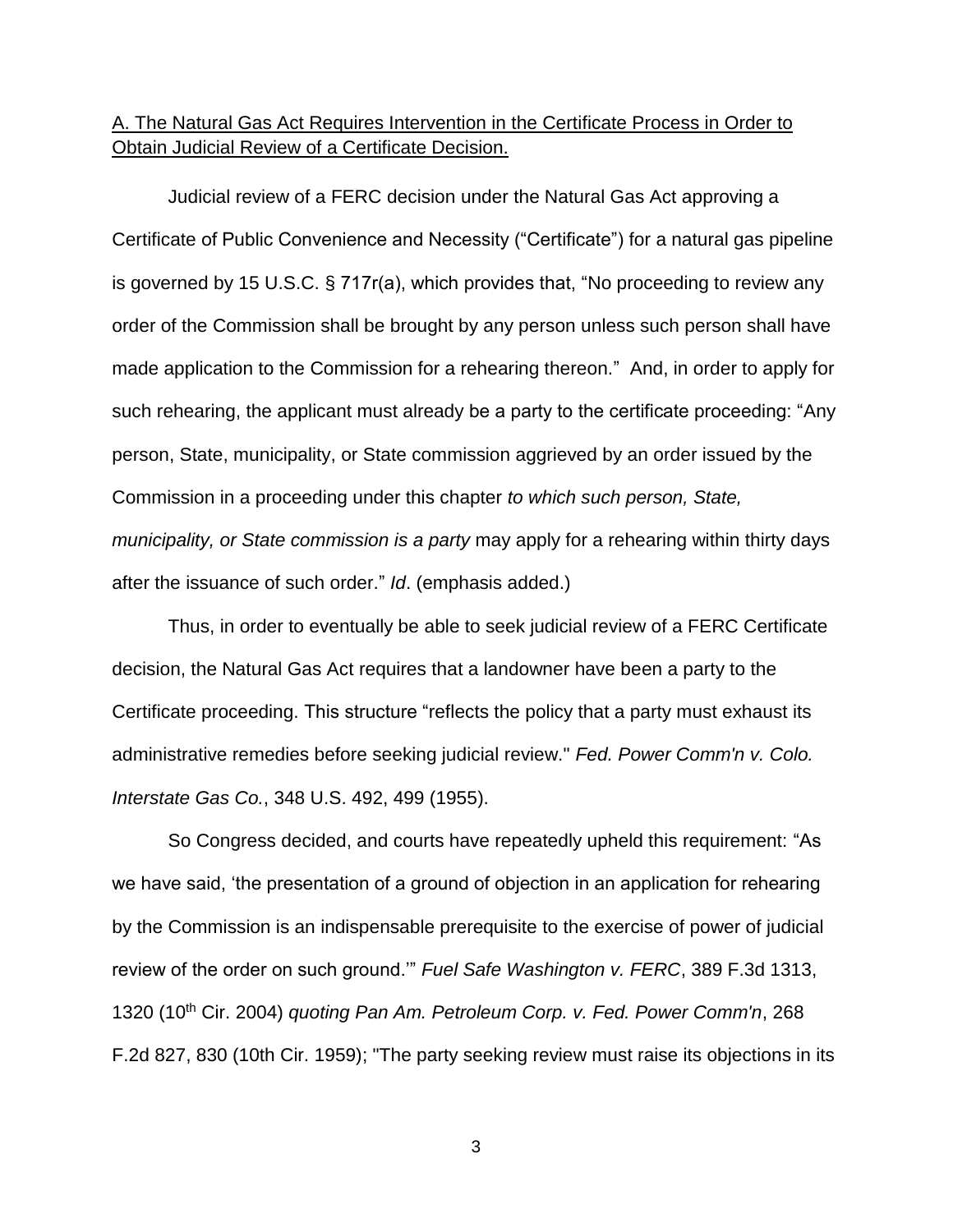<u>A. The Natural Gas Act Requires Intervention in the Certificate Process in Order to Obtain Judicial Review of a Certificate Decision.</u>

Judicial review of a FERC decision under the Natural Gas Act approving a Certificate of Public Convenience and Necessity ("Certificate") for a natural gas pipeline is governed by 15 U.S.C. § 717r(a), which provides that, "No proceeding to review any order of the Commission shall be brought by any person unless such person shall have made application to the Commission for a rehearing thereon." And, in order to apply for such rehearing, the applicant must already be a party to the certificate proceeding: "Any person, State, municipality, or State commission aggrieved by an order issued by the Commission in a proceeding under this chapter *to which such person, State, municipality, or State commission is a party* may apply for a rehearing within thirty days after the issuance of such order." *Id*. (emphasis added.)

Thus, in order to eventually be able to seek judicial review of a FERC Certificate decision, the Natural Gas Act requires that a landowner have been a party to the Certificate proceeding. This structure "reflects the policy that a party must exhaust its administrative remedies before seeking judicial review." *Fed. Power Comm'n v. Colo. Interstate Gas Co.*, 348 U.S. 492, 499 (1955).

So Congress decided, and courts have repeatedly upheld this requirement: "As we have said, 'the presentation of a ground of objection in an application for rehearing by the Commission is an indispensable prerequisite to the exercise of power of judicial review of the order on such ground.'" *Fuel Safe Washington v. FERC*, 389 F.3d 1313, 1320 (10th Cir. 2004) *quoting Pan Am. Petroleum Corp. v. Fed. Power Comm'n*, 268 F.2d 827, 830 (10th Cir. 1959); "The party seeking review must raise its objections in its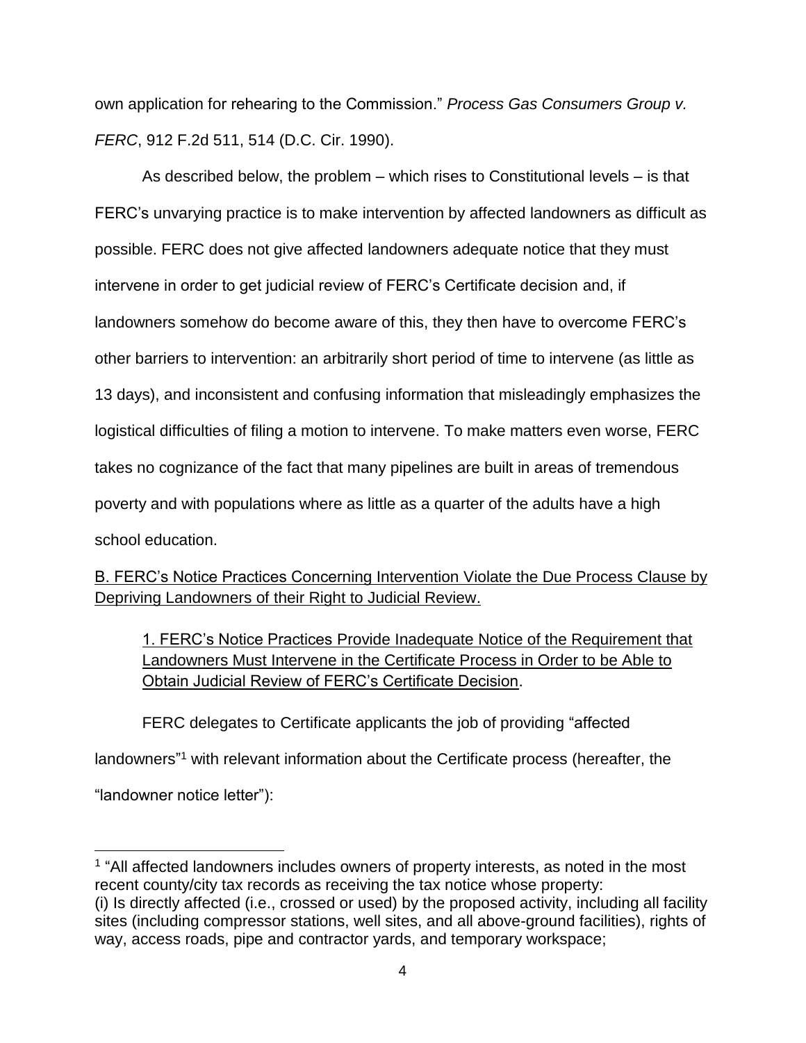own application for rehearing to the Commission." *Process Gas Consumers Group v. FERC*, 912 F.2d 511, 514 (D.C. Cir. 1990).

As described below, the problem – which rises to Constitutional levels – is that FERC's unvarying practice is to make intervention by affected landowners as difficult as possible. FERC does not give affected landowners adequate notice that they must intervene in order to get judicial review of FERC's Certificate decision and, if landowners somehow do become aware of this, they then have to overcome FERC's other barriers to intervention: an arbitrarily short period of time to intervene (as little as 13 days), and inconsistent and confusing information that misleadingly emphasizes the logistical difficulties of filing a motion to intervene. To make matters even worse, FERC takes no cognizance of the fact that many pipelines are built in areas of tremendous poverty and with populations where as little as a quarter of the adults have a high school education.

<u>B. FERC's Notice Practices Concerning Intervention Violate the Due Process Clause by Depriving Landowners of their Right to Judicial Review.</u>

<u>1. FERC's Notice Practices Provide Inadequate Notice of the Requirement that Landowners Must Intervene in the Certificate Process in Order to be Able to Obtain Judicial Review of FERC's Certificate Decision</u>.

FERC delegates to Certificate applicants the job of providing "affected landowners"[1] with relevant information about the Certificate process (hereafter, the "landowner notice letter"):

---

[1] "All affected landowners includes owners of property interests, as noted in the most recent county/city tax records as receiving the tax notice whose property:
(i) Is directly affected (i.e., crossed or used) by the proposed activity, including all facility sites (including compressor stations, well sites, and all above-ground facilities), rights of way, access roads, pipe and contractor yards, and temporary workspace;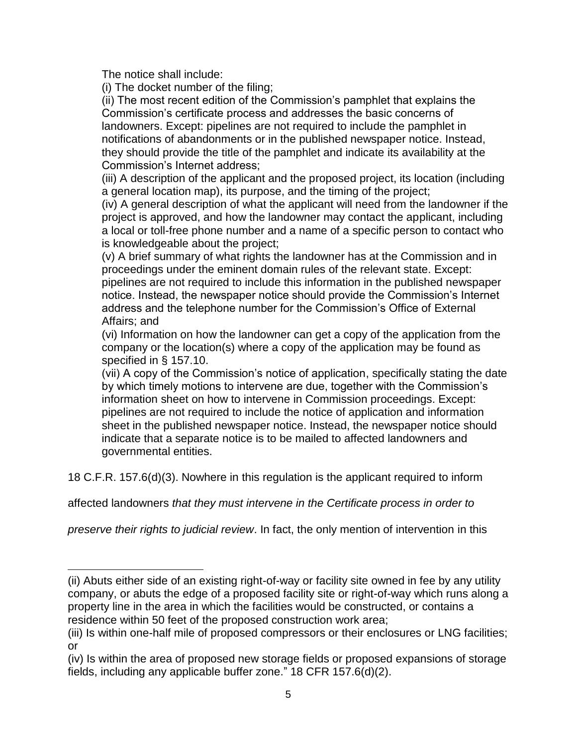The notice shall include:

(i) The docket number of the filing;

(ii) The most recent edition of the Commission's pamphlet that explains the Commission's certificate process and addresses the basic concerns of landowners. Except: pipelines are not required to include the pamphlet in notifications of abandonments or in the published newspaper notice. Instead, they should provide the title of the pamphlet and indicate its availability at the Commission's Internet address;

(iii) A description of the applicant and the proposed project, its location (including a general location map), its purpose, and the timing of the project;

(iv) A general description of what the applicant will need from the landowner if the project is approved, and how the landowner may contact the applicant, including a local or toll-free phone number and a name of a specific person to contact who is knowledgeable about the project;

(v) A brief summary of what rights the landowner has at the Commission and in proceedings under the eminent domain rules of the relevant state. Except: pipelines are not required to include this information in the published newspaper notice. Instead, the newspaper notice should provide the Commission's Internet address and the telephone number for the Commission's Office of External Affairs; and

(vi) Information on how the landowner can get a copy of the application from the company or the location(s) where a copy of the application may be found as specified in § 157.10.

(vii) A copy of the Commission's notice of application, specifically stating the date by which timely motions to intervene are due, together with the Commission's information sheet on how to intervene in Commission proceedings. Except: pipelines are not required to include the notice of application and information sheet in the published newspaper notice. Instead, the newspaper notice should indicate that a separate notice is to be mailed to affected landowners and governmental entities.

18 C.F.R. 157.6(d)(3). Nowhere in this regulation is the applicant required to inform affected landowners *that they must intervene in the Certificate process in order to preserve their rights to judicial review*. In fact, the only mention of intervention in this

---

(ii) Abuts either side of an existing right-of-way or facility site owned in fee by any utility company, or abuts the edge of a proposed facility site or right-of-way which runs along a property line in the area in which the facilities would be constructed, or contains a residence within 50 feet of the proposed construction work area;

(iii) Is within one-half mile of proposed compressors or their enclosures or LNG facilities; or

(iv) Is within the area of proposed new storage fields or proposed expansions of storage fields, including any applicable buffer zone." 18 CFR 157.6(d)(2).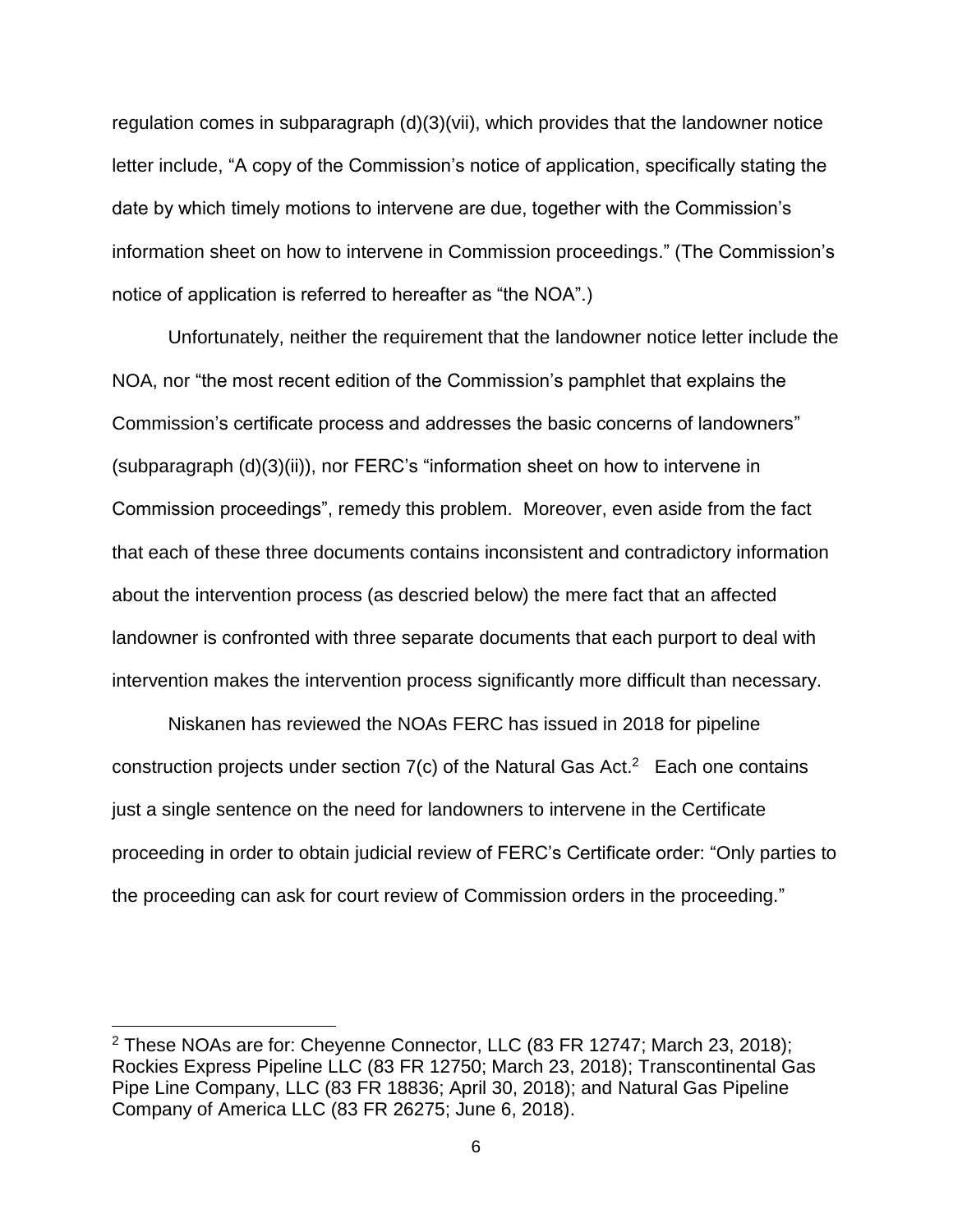regulation comes in subparagraph (d)(3)(vii), which provides that the landowner notice letter include, "A copy of the Commission's notice of application, specifically stating the date by which timely motions to intervene are due, together with the Commission's information sheet on how to intervene in Commission proceedings." (The Commission's notice of application is referred to hereafter as "the NOA".)

Unfortunately, neither the requirement that the landowner notice letter include the NOA, nor "the most recent edition of the Commission's pamphlet that explains the Commission's certificate process and addresses the basic concerns of landowners" (subparagraph (d)(3)(ii)), nor FERC's "information sheet on how to intervene in Commission proceedings", remedy this problem. Moreover, even aside from the fact that each of these three documents contains inconsistent and contradictory information about the intervention process (as descried below) the mere fact that an affected landowner is confronted with three separate documents that each purport to deal with intervention makes the intervention process significantly more difficult than necessary.

Niskanen has reviewed the NOAs FERC has issued in 2018 for pipeline construction projects under section 7(c) of the Natural Gas Act.[2] Each one contains just a single sentence on the need for landowners to intervene in the Certificate proceeding in order to obtain judicial review of FERC's Certificate order: "Only parties to the proceeding can ask for court review of Commission orders in the proceeding."

---

[2] These NOAs are for: Cheyenne Connector, LLC (83 FR 12747; March 23, 2018); Rockies Express Pipeline LLC (83 FR 12750; March 23, 2018); Transcontinental Gas Pipe Line Company, LLC (83 FR 18836; April 30, 2018); and Natural Gas Pipeline Company of America LLC (83 FR 26275; June 6, 2018).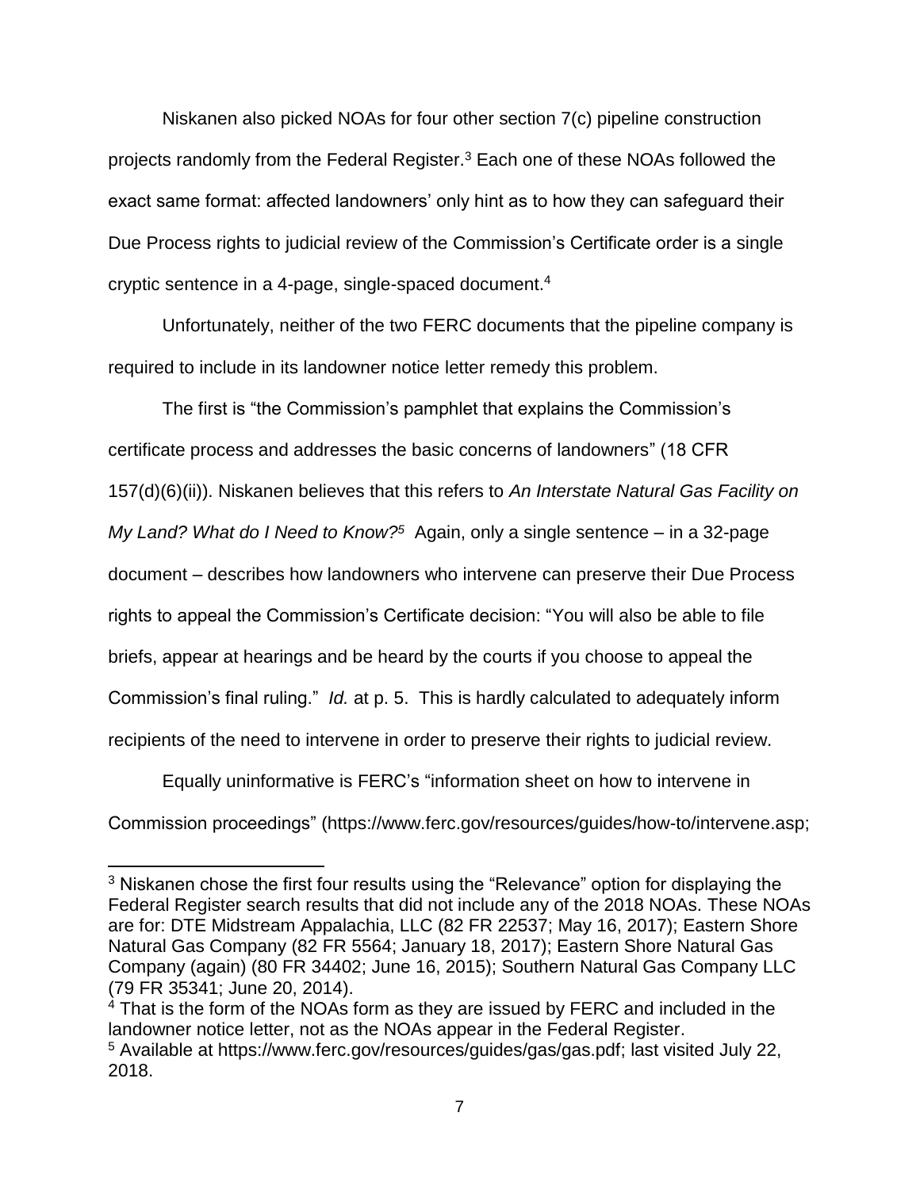Niskanen also picked NOAs for four other section 7(c) pipeline construction projects randomly from the Federal Register.[3] Each one of these NOAs followed the exact same format: affected landowners' only hint as to how they can safeguard their Due Process rights to judicial review of the Commission's Certificate order is a single cryptic sentence in a 4-page, single-spaced document.[4]

Unfortunately, neither of the two FERC documents that the pipeline company is required to include in its landowner notice letter remedy this problem.

The first is "the Commission's pamphlet that explains the Commission's certificate process and addresses the basic concerns of landowners" (18 CFR 157(d)(6)(ii)). Niskanen believes that this refers to *An Interstate Natural Gas Facility on My Land? What do I Need to Know?*[5] Again, only a single sentence – in a 32-page document – describes how landowners who intervene can preserve their Due Process rights to appeal the Commission's Certificate decision: "You will also be able to file briefs, appear at hearings and be heard by the courts if you choose to appeal the Commission's final ruling." *Id.* at p. 5. This is hardly calculated to adequately inform recipients of the need to intervene in order to preserve their rights to judicial review.

Equally uninformative is FERC's "information sheet on how to intervene in Commission proceedings" (https://www.ferc.gov/resources/guides/how-to/intervene.asp;

---

[3] Niskanen chose the first four results using the "Relevance" option for displaying the Federal Register search results that did not include any of the 2018 NOAs. These NOAs are for: DTE Midstream Appalachia, LLC (82 FR 22537; May 16, 2017); Eastern Shore Natural Gas Company (82 FR 5564; January 18, 2017); Eastern Shore Natural Gas Company (again) (80 FR 34402; June 16, 2015); Southern Natural Gas Company LLC (79 FR 35341; June 20, 2014).

[4] That is the form of the NOAs form as they are issued by FERC and included in the landowner notice letter, not as the NOAs appear in the Federal Register.

[5] Available at https://www.ferc.gov/resources/guides/gas/gas.pdf; last visited July 22, 2018.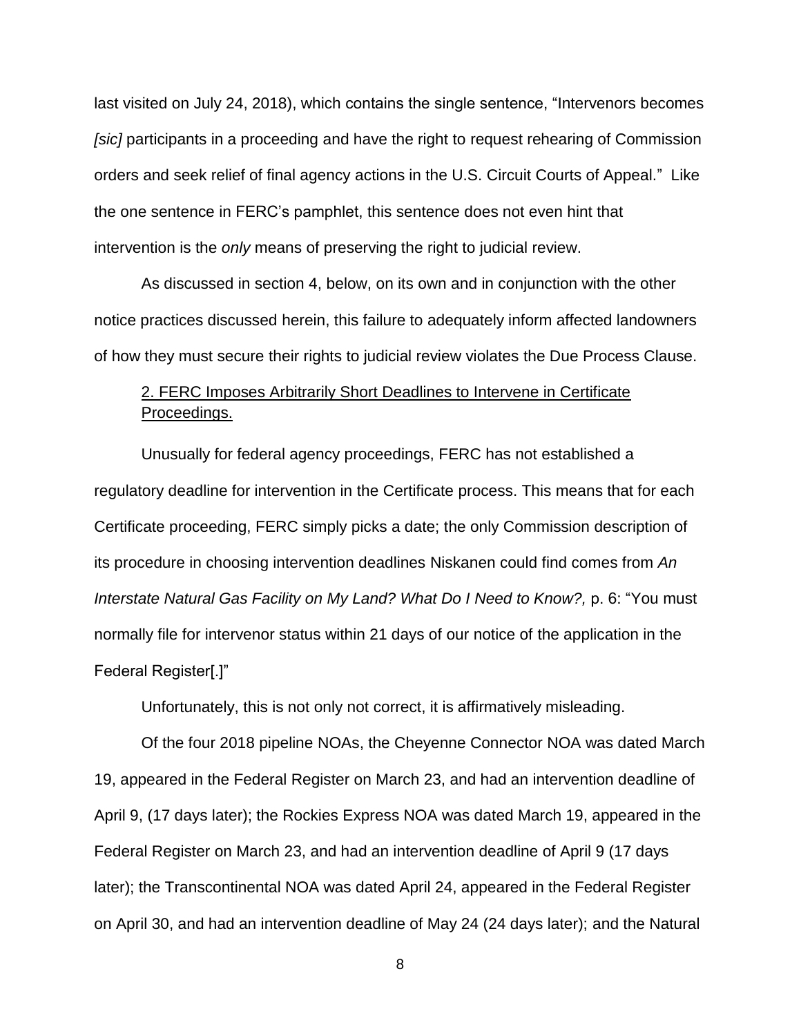last visited on July 24, 2018), which contains the single sentence, "Intervenors becomes *[sic]* participants in a proceeding and have the right to request rehearing of Commission orders and seek relief of final agency actions in the U.S. Circuit Courts of Appeal." Like the one sentence in FERC's pamphlet, this sentence does not even hint that intervention is the *only* means of preserving the right to judicial review.

As discussed in section 4, below, on its own and in conjunction with the other notice practices discussed herein, this failure to adequately inform affected landowners of how they must secure their rights to judicial review violates the Due Process Clause.

<u>2. FERC Imposes Arbitrarily Short Deadlines to Intervene in Certificate Proceedings.</u>

Unusually for federal agency proceedings, FERC has not established a regulatory deadline for intervention in the Certificate process. This means that for each Certificate proceeding, FERC simply picks a date; the only Commission description of its procedure in choosing intervention deadlines Niskanen could find comes from *An Interstate Natural Gas Facility on My Land? What Do I Need to Know?,* p. 6: "You must normally file for intervenor status within 21 days of our notice of the application in the Federal Register[.]"

Unfortunately, this is not only not correct, it is affirmatively misleading.

Of the four 2018 pipeline NOAs, the Cheyenne Connector NOA was dated March 19, appeared in the Federal Register on March 23, and had an intervention deadline of April 9, (17 days later); the Rockies Express NOA was dated March 19, appeared in the Federal Register on March 23, and had an intervention deadline of April 9 (17 days later); the Transcontinental NOA was dated April 24, appeared in the Federal Register on April 30, and had an intervention deadline of May 24 (24 days later); and the Natural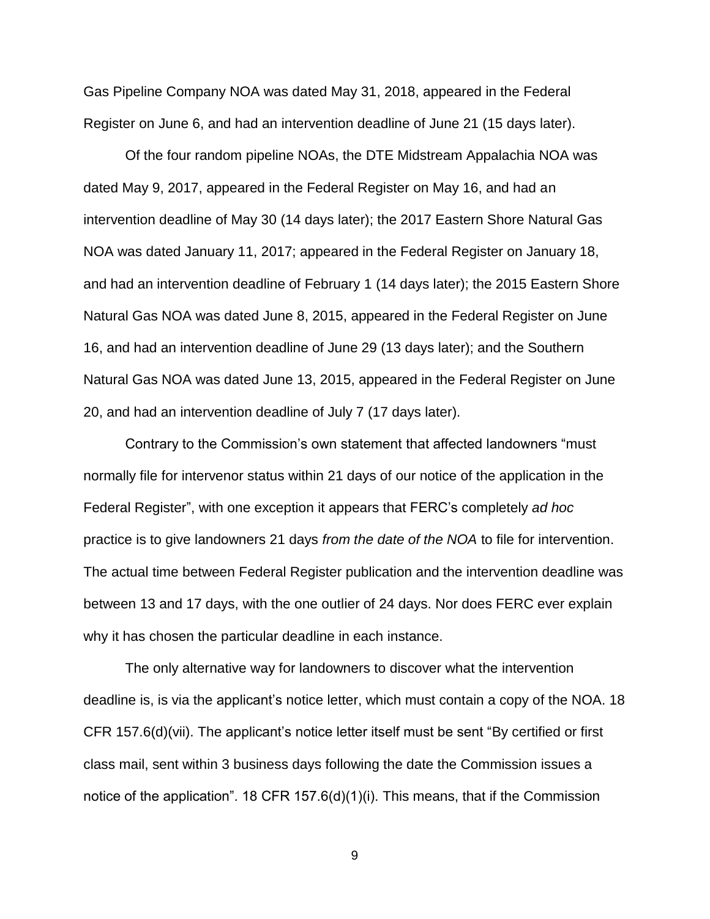Gas Pipeline Company NOA was dated May 31, 2018, appeared in the Federal Register on June 6, and had an intervention deadline of June 21 (15 days later).

Of the four random pipeline NOAs, the DTE Midstream Appalachia NOA was dated May 9, 2017, appeared in the Federal Register on May 16, and had an intervention deadline of May 30 (14 days later); the 2017 Eastern Shore Natural Gas NOA was dated January 11, 2017; appeared in the Federal Register on January 18, and had an intervention deadline of February 1 (14 days later); the 2015 Eastern Shore Natural Gas NOA was dated June 8, 2015, appeared in the Federal Register on June 16, and had an intervention deadline of June 29 (13 days later); and the Southern Natural Gas NOA was dated June 13, 2015, appeared in the Federal Register on June 20, and had an intervention deadline of July 7 (17 days later).

Contrary to the Commission's own statement that affected landowners "must normally file for intervenor status within 21 days of our notice of the application in the Federal Register", with one exception it appears that FERC's completely *ad hoc* practice is to give landowners 21 days *from the date of the NOA* to file for intervention. The actual time between Federal Register publication and the intervention deadline was between 13 and 17 days, with the one outlier of 24 days. Nor does FERC ever explain why it has chosen the particular deadline in each instance.

The only alternative way for landowners to discover what the intervention deadline is, is via the applicant's notice letter, which must contain a copy of the NOA. 18 CFR 157.6(d)(vii). The applicant's notice letter itself must be sent "By certified or first class mail, sent within 3 business days following the date the Commission issues a notice of the application". 18 CFR 157.6(d)(1)(i). This means, that if the Commission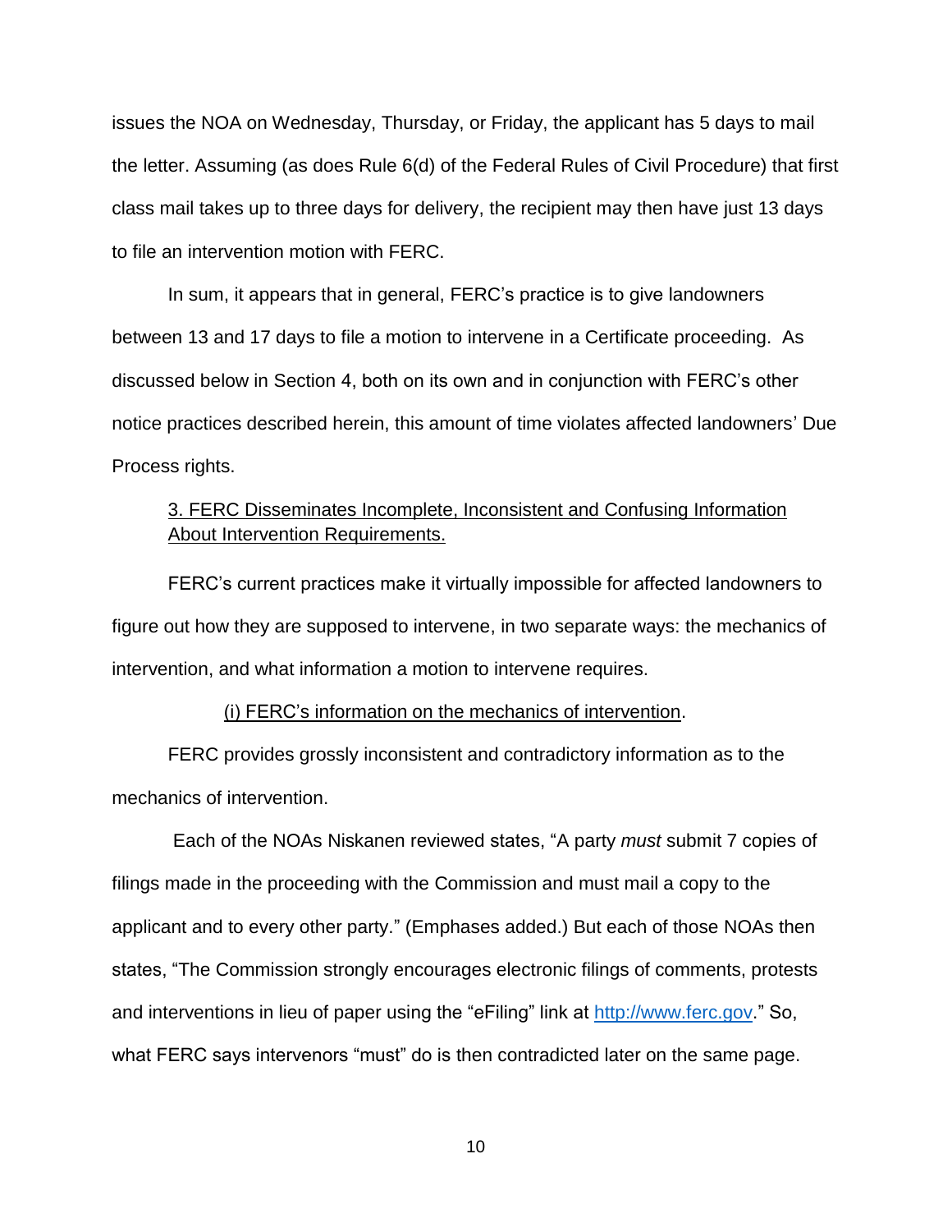issues the NOA on Wednesday, Thursday, or Friday, the applicant has 5 days to mail the letter. Assuming (as does Rule 6(d) of the Federal Rules of Civil Procedure) that first class mail takes up to three days for delivery, the recipient may then have just 13 days to file an intervention motion with FERC.

In sum, it appears that in general, FERC's practice is to give landowners between 13 and 17 days to file a motion to intervene in a Certificate proceeding. As discussed below in Section 4, both on its own and in conjunction with FERC's other notice practices described herein, this amount of time violates affected landowners' Due Process rights.

3. FERC Disseminates Incomplete, Inconsistent and Confusing Information About Intervention Requirements.

FERC's current practices make it virtually impossible for affected landowners to figure out how they are supposed to intervene, in two separate ways: the mechanics of intervention, and what information a motion to intervene requires.

(i) FERC's information on the mechanics of intervention.

FERC provides grossly inconsistent and contradictory information as to the mechanics of intervention.

Each of the NOAs Niskanen reviewed states, "A party *must* submit 7 copies of filings made in the proceeding with the Commission and must mail a copy to the applicant and to every other party." (Emphases added.) But each of those NOAs then states, "The Commission strongly encourages electronic filings of comments, protests and interventions in lieu of paper using the "eFiling" link at http://www.ferc.gov." So, what FERC says intervenors "must" do is then contradicted later on the same page.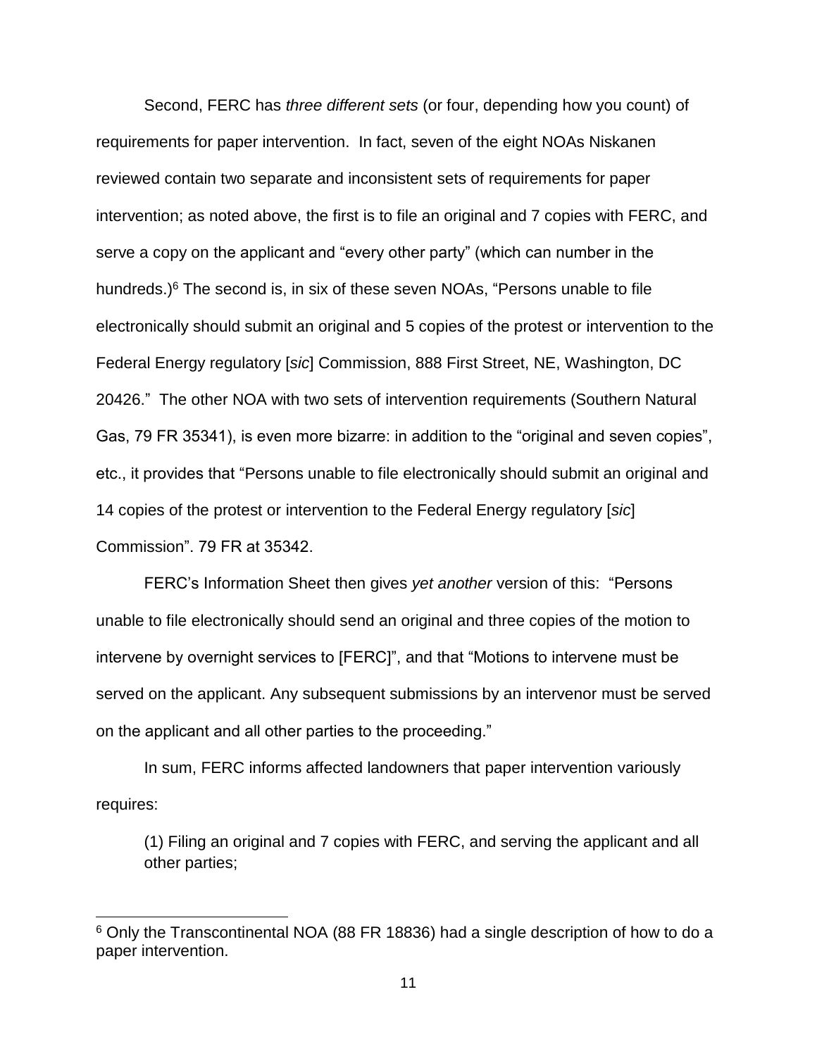Second, FERC has *three different sets* (or four, depending how you count) of requirements for paper intervention. In fact, seven of the eight NOAs Niskanen reviewed contain two separate and inconsistent sets of requirements for paper intervention; as noted above, the first is to file an original and 7 copies with FERC, and serve a copy on the applicant and "every other party" (which can number in the hundreds.)[6] The second is, in six of these seven NOAs, "Persons unable to file electronically should submit an original and 5 copies of the protest or intervention to the Federal Energy regulatory [*sic*] Commission, 888 First Street, NE, Washington, DC 20426." The other NOA with two sets of intervention requirements (Southern Natural Gas, 79 FR 35341), is even more bizarre: in addition to the "original and seven copies", etc., it provides that "Persons unable to file electronically should submit an original and 14 copies of the protest or intervention to the Federal Energy regulatory [*sic*] Commission". 79 FR at 35342.

FERC's Information Sheet then gives *yet another* version of this: "Persons unable to file electronically should send an original and three copies of the motion to intervene by overnight services to [FERC]", and that "Motions to intervene must be served on the applicant. Any subsequent submissions by an intervenor must be served on the applicant and all other parties to the proceeding."

In sum, FERC informs affected landowners that paper intervention variously requires:

> (1) Filing an original and 7 copies with FERC, and serving the applicant and all other parties;

[6] Only the Transcontinental NOA (88 FR 18836) had a single description of how to do a paper intervention.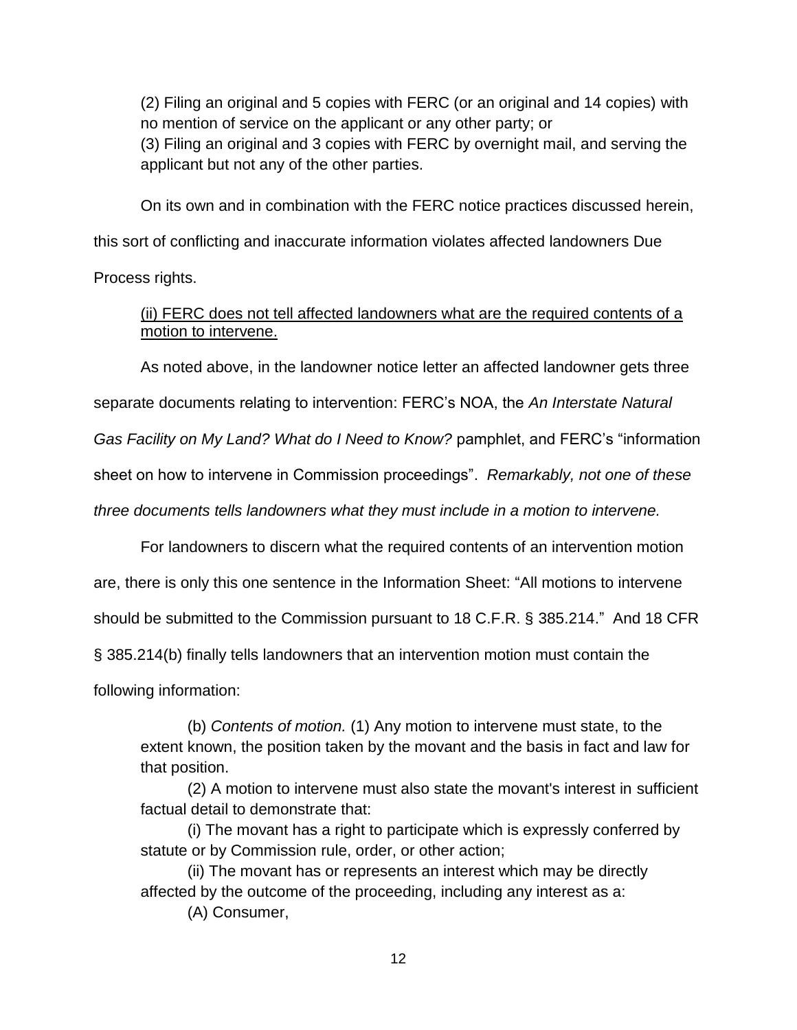(2) Filing an original and 5 copies with FERC (or an original and 14 copies) with no mention of service on the applicant or any other party; or
(3) Filing an original and 3 copies with FERC by overnight mail, and serving the applicant but not any of the other parties.

On its own and in combination with the FERC notice practices discussed herein, this sort of conflicting and inaccurate information violates affected landowners Due Process rights.

(ii) FERC does not tell affected landowners what are the required contents of a motion to intervene.

As noted above, in the landowner notice letter an affected landowner gets three separate documents relating to intervention: FERC's NOA, the *An Interstate Natural Gas Facility on My Land? What do I Need to Know?* pamphlet, and FERC's "information sheet on how to intervene in Commission proceedings". *Remarkably, not one of these three documents tells landowners what they must include in a motion to intervene.*

For landowners to discern what the required contents of an intervention motion are, there is only this one sentence in the Information Sheet: "All motions to intervene should be submitted to the Commission pursuant to 18 C.F.R. § 385.214." And 18 CFR § 385.214(b) finally tells landowners that an intervention motion must contain the following information:

> (b) *Contents of motion.* (1) Any motion to intervene must state, to the extent known, the position taken by the movant and the basis in fact and law for that position.
>
> (2) A motion to intervene must also state the movant's interest in sufficient factual detail to demonstrate that:
>
> (i) The movant has a right to participate which is expressly conferred by statute or by Commission rule, order, or other action;
>
> (ii) The movant has or represents an interest which may be directly affected by the outcome of the proceeding, including any interest as a:
>
> (A) Consumer,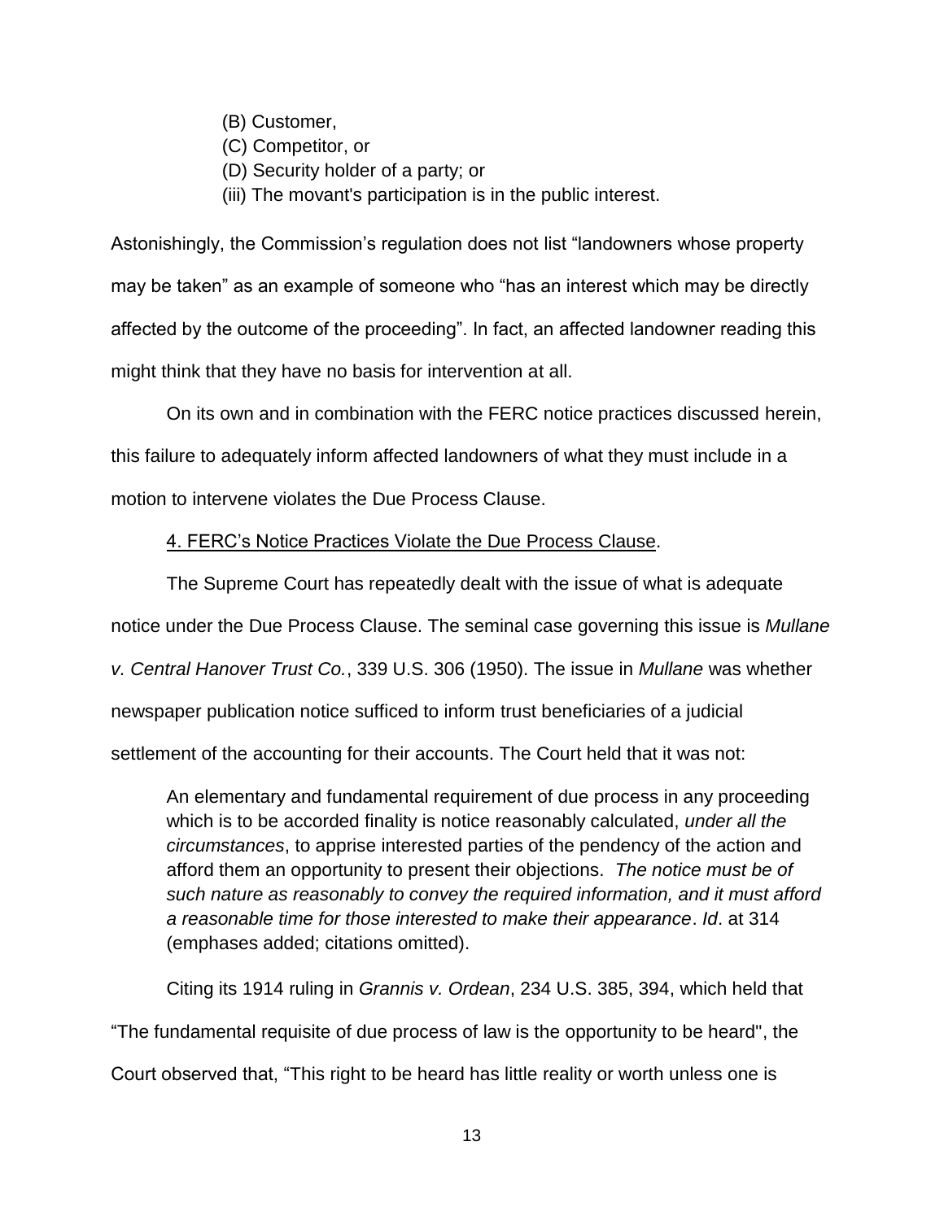(B) Customer,

(C) Competitor, or

(D) Security holder of a party; or

(iii) The movant's participation is in the public interest.

Astonishingly, the Commission's regulation does not list "landowners whose property may be taken" as an example of someone who "has an interest which may be directly affected by the outcome of the proceeding". In fact, an affected landowner reading this might think that they have no basis for intervention at all.

On its own and in combination with the FERC notice practices discussed herein, this failure to adequately inform affected landowners of what they must include in a motion to intervene violates the Due Process Clause.

<u>4. FERC's Notice Practices Violate the Due Process Clause</u>.

The Supreme Court has repeatedly dealt with the issue of what is adequate notice under the Due Process Clause. The seminal case governing this issue is *Mullane v. Central Hanover Trust Co.*, 339 U.S. 306 (1950). The issue in *Mullane* was whether newspaper publication notice sufficed to inform trust beneficiaries of a judicial settlement of the accounting for their accounts. The Court held that it was not:

> An elementary and fundamental requirement of due process in any proceeding which is to be accorded finality is notice reasonably calculated, *under all the circumstances*, to apprise interested parties of the pendency of the action and afford them an opportunity to present their objections. *The notice must be of such nature as reasonably to convey the required information, and it must afford a reasonable time for those interested to make their appearance*. *Id*. at 314 (emphases added; citations omitted).

Citing its 1914 ruling in *Grannis v. Ordean*, 234 U.S. 385, 394, which held that "The fundamental requisite of due process of law is the opportunity to be heard", the Court observed that, "This right to be heard has little reality or worth unless one is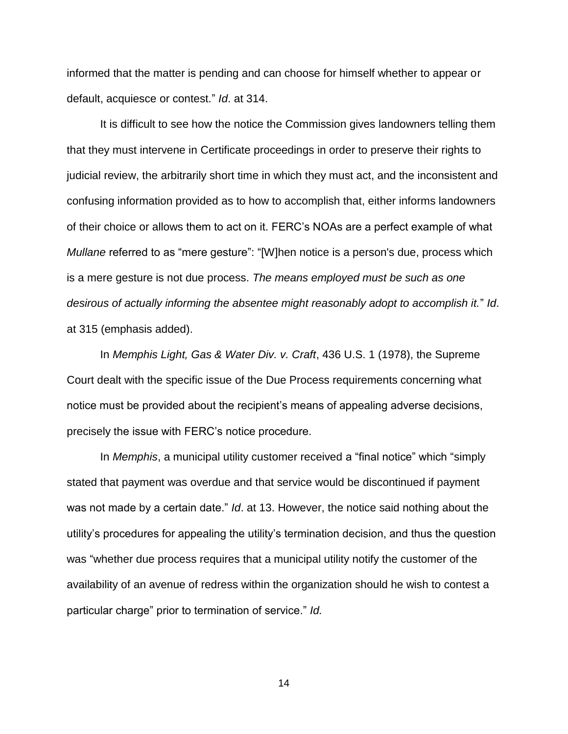informed that the matter is pending and can choose for himself whether to appear or default, acquiesce or contest." *Id*. at 314.

It is difficult to see how the notice the Commission gives landowners telling them that they must intervene in Certificate proceedings in order to preserve their rights to judicial review, the arbitrarily short time in which they must act, and the inconsistent and confusing information provided as to how to accomplish that, either informs landowners of their choice or allows them to act on it. FERC's NOAs are a perfect example of what *Mullane* referred to as "mere gesture": "[W]hen notice is a person's due, process which is a mere gesture is not due process. *The means employed must be such as one desirous of actually informing the absentee might reasonably adopt to accomplish it.*" *Id*. at 315 (emphasis added).

In *Memphis Light, Gas & Water Div. v. Craft*, 436 U.S. 1 (1978), the Supreme Court dealt with the specific issue of the Due Process requirements concerning what notice must be provided about the recipient's means of appealing adverse decisions, precisely the issue with FERC's notice procedure.

In *Memphis*, a municipal utility customer received a "final notice" which "simply stated that payment was overdue and that service would be discontinued if payment was not made by a certain date." *Id*. at 13. However, the notice said nothing about the utility's procedures for appealing the utility's termination decision, and thus the question was "whether due process requires that a municipal utility notify the customer of the availability of an avenue of redress within the organization should he wish to contest a particular charge" prior to termination of service." *Id.*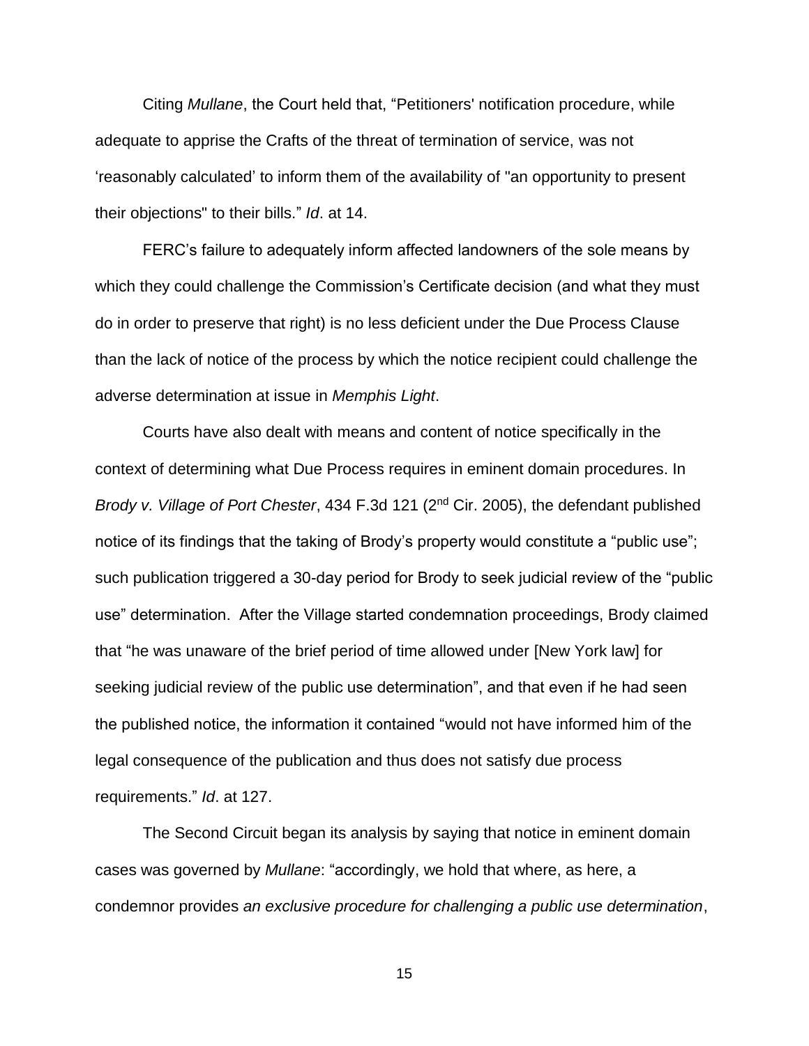Citing *Mullane*, the Court held that, “Petitioners' notification procedure, while adequate to apprise the Crafts of the threat of termination of service, was not ‘reasonably calculated’ to inform them of the availability of "an opportunity to present their objections" to their bills.” *Id*. at 14.

FERC’s failure to adequately inform affected landowners of the sole means by which they could challenge the Commission’s Certificate decision (and what they must do in order to preserve that right) is no less deficient under the Due Process Clause than the lack of notice of the process by which the notice recipient could challenge the adverse determination at issue in *Memphis Light*.

Courts have also dealt with means and content of notice specifically in the context of determining what Due Process requires in eminent domain procedures. In *Brody v. Village of Port Chester*, 434 F.3d 121 (2nd Cir. 2005), the defendant published notice of its findings that the taking of Brody’s property would constitute a “public use”; such publication triggered a 30-day period for Brody to seek judicial review of the “public use” determination. After the Village started condemnation proceedings, Brody claimed that “he was unaware of the brief period of time allowed under [New York law] for seeking judicial review of the public use determination”, and that even if he had seen the published notice, the information it contained “would not have informed him of the legal consequence of the publication and thus does not satisfy due process requirements.” *Id*. at 127.

The Second Circuit began its analysis by saying that notice in eminent domain cases was governed by *Mullane*: “accordingly, we hold that where, as here, a condemnor provides *an exclusive procedure for challenging a public use determination*,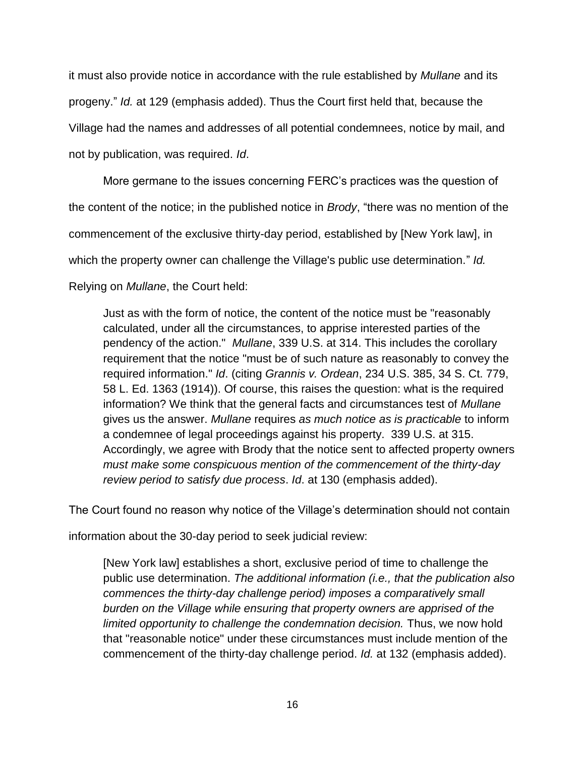it must also provide notice in accordance with the rule established by *Mullane* and its progeny." *Id.* at 129 (emphasis added). Thus the Court first held that, because the Village had the names and addresses of all potential condemnees, notice by mail, and not by publication, was required. *Id*.

More germane to the issues concerning FERC's practices was the question of the content of the notice; in the published notice in *Brody*, "there was no mention of the commencement of the exclusive thirty-day period, established by [New York law], in which the property owner can challenge the Village's public use determination." *Id.* Relying on *Mullane*, the Court held:

> Just as with the form of notice, the content of the notice must be "reasonably calculated, under all the circumstances, to apprise interested parties of the pendency of the action." *Mullane*, 339 U.S. at 314. This includes the corollary requirement that the notice "must be of such nature as reasonably to convey the required information." *Id*. (citing *Grannis v. Ordean*, 234 U.S. 385, 34 S. Ct. 779, 58 L. Ed. 1363 (1914)). Of course, this raises the question: what is the required information? We think that the general facts and circumstances test of *Mullane* gives us the answer. *Mullane* requires *as much notice as is practicable* to inform a condemnee of legal proceedings against his property. 339 U.S. at 315. Accordingly, we agree with Brody that the notice sent to affected property owners *must make some conspicuous mention of the commencement of the thirty-day review period to satisfy due process*. *Id*. at 130 (emphasis added).

The Court found no reason why notice of the Village's determination should not contain information about the 30-day period to seek judicial review:

> [New York law] establishes a short, exclusive period of time to challenge the public use determination. *The additional information (i.e., that the publication also commences the thirty-day challenge period) imposes a comparatively small burden on the Village while ensuring that property owners are apprised of the limited opportunity to challenge the condemnation decision.* Thus, we now hold that "reasonable notice" under these circumstances must include mention of the commencement of the thirty-day challenge period. *Id.* at 132 (emphasis added).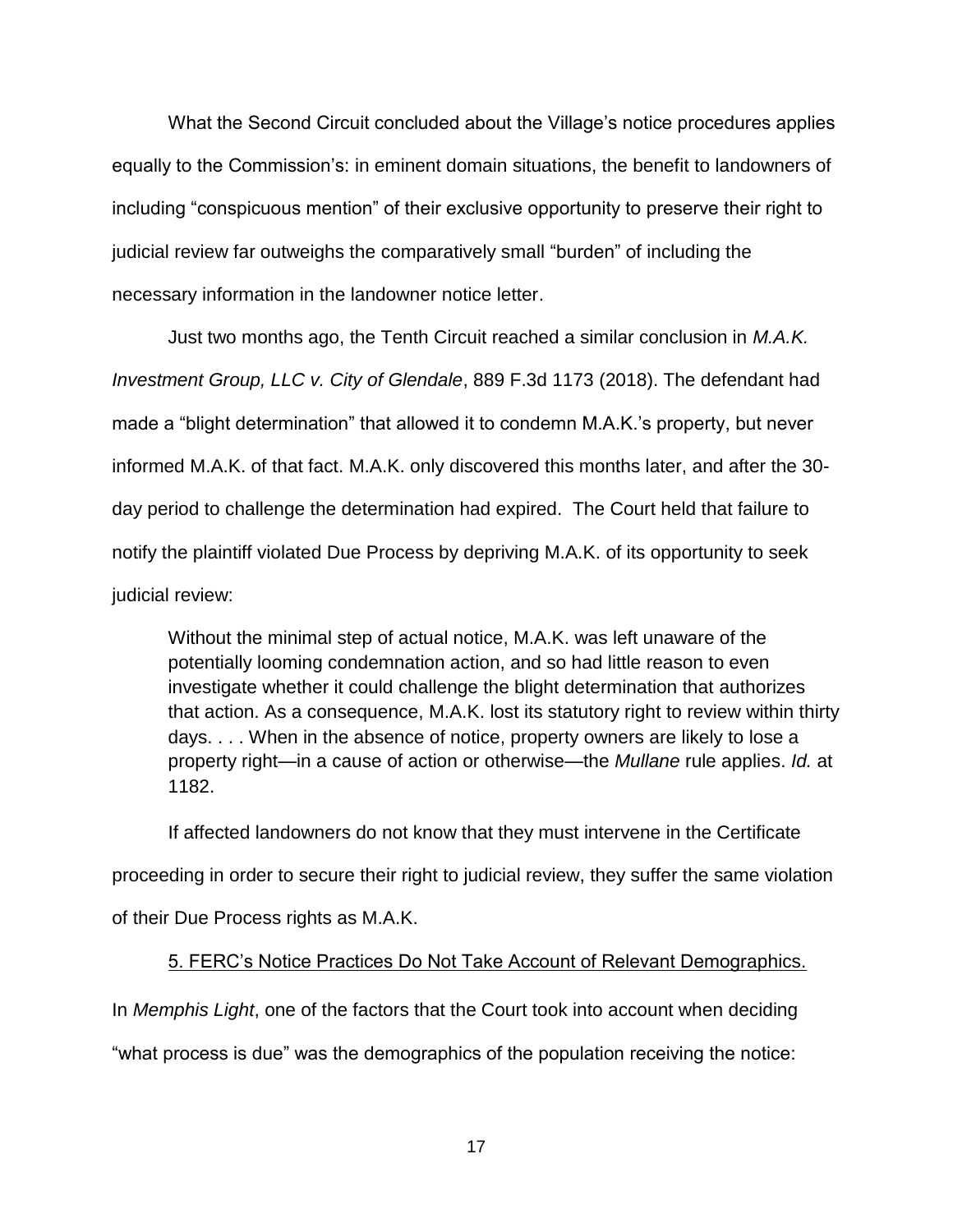What the Second Circuit concluded about the Village's notice procedures applies equally to the Commission's: in eminent domain situations, the benefit to landowners of including "conspicuous mention" of their exclusive opportunity to preserve their right to judicial review far outweighs the comparatively small "burden" of including the necessary information in the landowner notice letter.

Just two months ago, the Tenth Circuit reached a similar conclusion in *M.A.K. Investment Group, LLC v. City of Glendale*, 889 F.3d 1173 (2018). The defendant had made a "blight determination" that allowed it to condemn M.A.K.'s property, but never informed M.A.K. of that fact. M.A.K. only discovered this months later, and after the 30-day period to challenge the determination had expired. The Court held that failure to notify the plaintiff violated Due Process by depriving M.A.K. of its opportunity to seek judicial review:

> Without the minimal step of actual notice, M.A.K. was left unaware of the potentially looming condemnation action, and so had little reason to even investigate whether it could challenge the blight determination that authorizes that action. As a consequence, M.A.K. lost its statutory right to review within thirty days. . . . When in the absence of notice, property owners are likely to lose a property right—in a cause of action or otherwise—the *Mullane* rule applies. *Id.* at 1182.

If affected landowners do not know that they must intervene in the Certificate proceeding in order to secure their right to judicial review, they suffer the same violation of their Due Process rights as M.A.K.

<u>5. FERC's Notice Practices Do Not Take Account of Relevant Demographics.</u>

In *Memphis Light*, one of the factors that the Court took into account when deciding "what process is due" was the demographics of the population receiving the notice: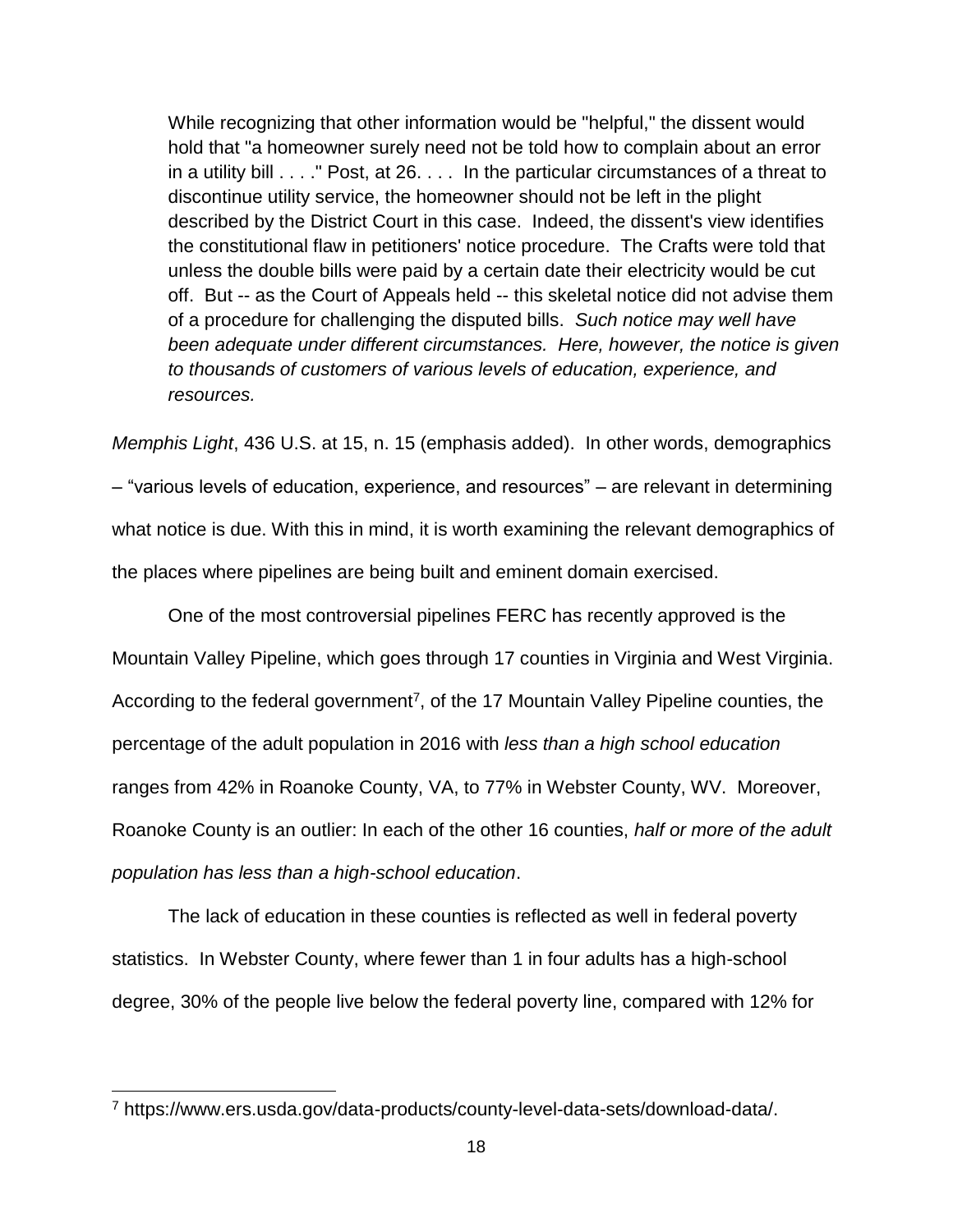> While recognizing that other information would be "helpful," the dissent would hold that "a homeowner surely need not be told how to complain about an error in a utility bill . . . ." Post, at 26. . . . In the particular circumstances of a threat to discontinue utility service, the homeowner should not be left in the plight described by the District Court in this case. Indeed, the dissent's view identifies the constitutional flaw in petitioners' notice procedure. The Crafts were told that unless the double bills were paid by a certain date their electricity would be cut off. But -- as the Court of Appeals held -- this skeletal notice did not advise them of a procedure for challenging the disputed bills. *Such notice may well have been adequate under different circumstances. Here, however, the notice is given to thousands of customers of various levels of education, experience, and resources.*

*Memphis Light*, 436 U.S. at 15, n. 15 (emphasis added). In other words, demographics – "various levels of education, experience, and resources" – are relevant in determining what notice is due. With this in mind, it is worth examining the relevant demographics of the places where pipelines are being built and eminent domain exercised.

One of the most controversial pipelines FERC has recently approved is the Mountain Valley Pipeline, which goes through 17 counties in Virginia and West Virginia. According to the federal government[7], of the 17 Mountain Valley Pipeline counties, the percentage of the adult population in 2016 with *less than a high school education* ranges from 42% in Roanoke County, VA, to 77% in Webster County, WV. Moreover, Roanoke County is an outlier: In each of the other 16 counties, *half or more of the adult population has less than a high-school education*.

The lack of education in these counties is reflected as well in federal poverty statistics. In Webster County, where fewer than 1 in four adults has a high-school degree, 30% of the people live below the federal poverty line, compared with 12% for

[7] https://www.ers.usda.gov/data-products/county-level-data-sets/download-data/.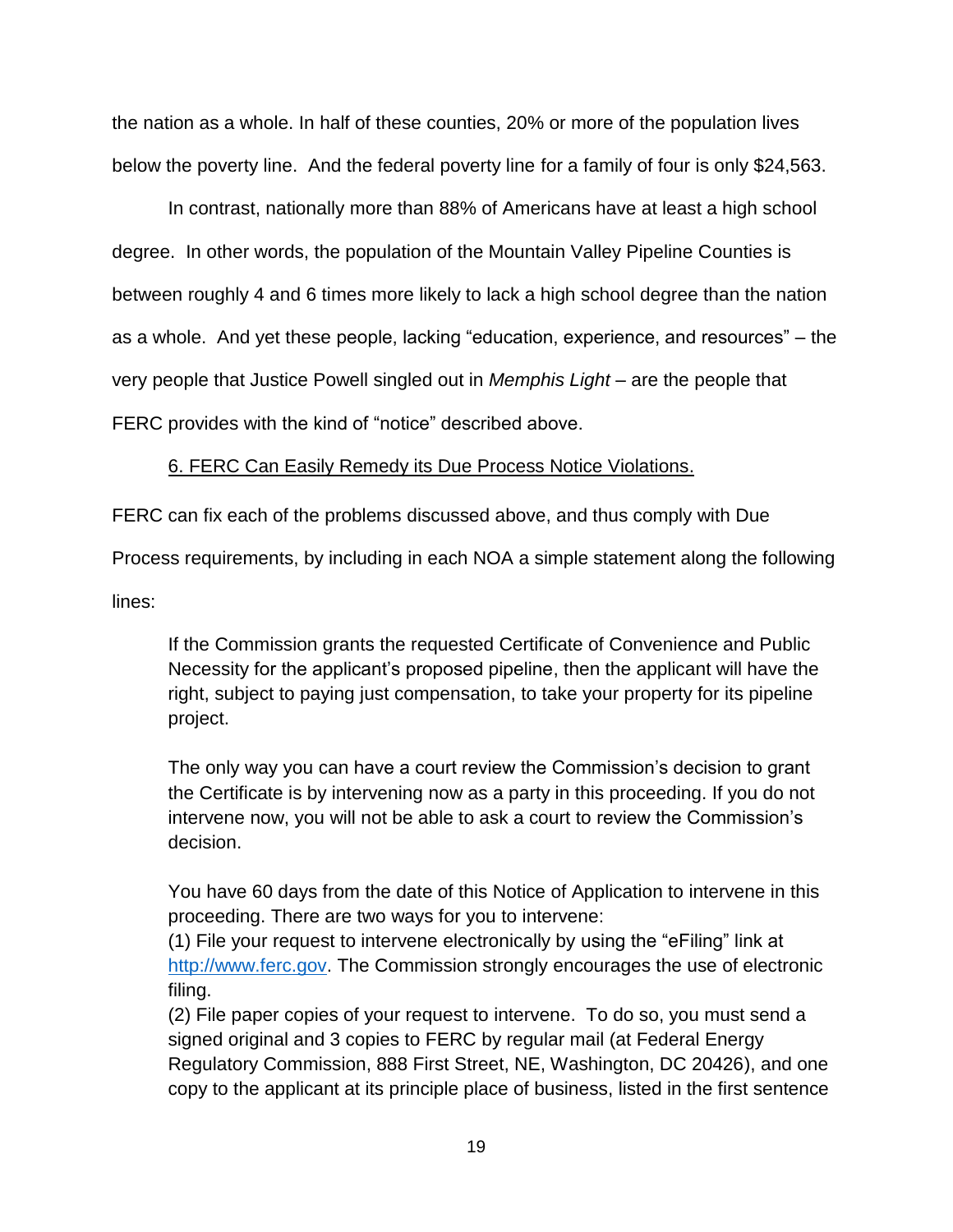the nation as a whole. In half of these counties, 20% or more of the population lives below the poverty line. And the federal poverty line for a family of four is only $24,563.

In contrast, nationally more than 88% of Americans have at least a high school degree. In other words, the population of the Mountain Valley Pipeline Counties is between roughly 4 and 6 times more likely to lack a high school degree than the nation as a whole. And yet these people, lacking "education, experience, and resources" – the very people that Justice Powell singled out in *Memphis Light* – are the people that FERC provides with the kind of "notice" described above.

<u>6. FERC Can Easily Remedy its Due Process Notice Violations.</u>

FERC can fix each of the problems discussed above, and thus comply with Due Process requirements, by including in each NOA a simple statement along the following lines:

> If the Commission grants the requested Certificate of Convenience and Public Necessity for the applicant's proposed pipeline, then the applicant will have the right, subject to paying just compensation, to take your property for its pipeline project.
>
> The only way you can have a court review the Commission's decision to grant the Certificate is by intervening now as a party in this proceeding. If you do not intervene now, you will not be able to ask a court to review the Commission's decision.
>
> You have 60 days from the date of this Notice of Application to intervene in this proceeding. There are two ways for you to intervene:
> (1) File your request to intervene electronically by using the "eFiling" link at [http://www.ferc.gov](http://www.ferc.gov). The Commission strongly encourages the use of electronic filing.
> (2) File paper copies of your request to intervene. To do so, you must send a signed original and 3 copies to FERC by regular mail (at Federal Energy Regulatory Commission, 888 First Street, NE, Washington, DC 20426), and one copy to the applicant at its principle place of business, listed in the first sentence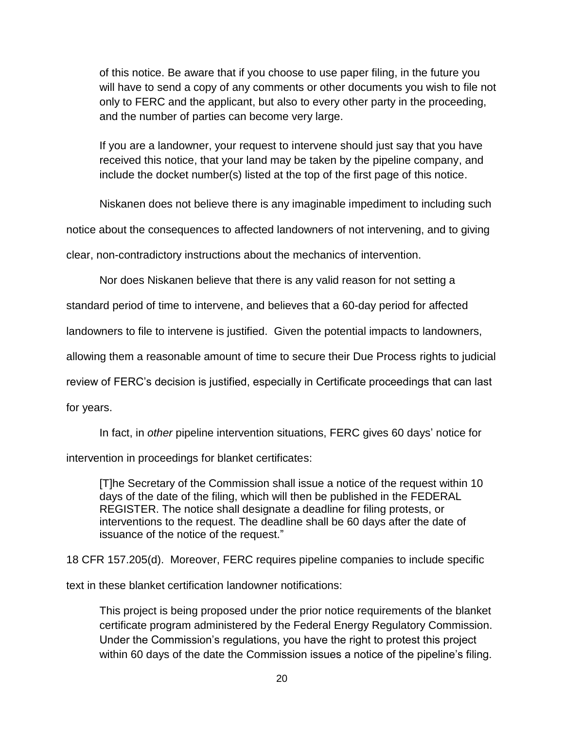> of this notice. Be aware that if you choose to use paper filing, in the future you will have to send a copy of any comments or other documents you wish to file not only to FERC and the applicant, but also to every other party in the proceeding, and the number of parties can become very large.
>
> If you are a landowner, your request to intervene should just say that you have received this notice, that your land may be taken by the pipeline company, and include the docket number(s) listed at the top of the first page of this notice.

Niskanen does not believe there is any imaginable impediment to including such notice about the consequences to affected landowners of not intervening, and to giving clear, non-contradictory instructions about the mechanics of intervention.

Nor does Niskanen believe that there is any valid reason for not setting a standard period of time to intervene, and believes that a 60-day period for affected landowners to file to intervene is justified. Given the potential impacts to landowners, allowing them a reasonable amount of time to secure their Due Process rights to judicial review of FERC's decision is justified, especially in Certificate proceedings that can last for years.

In fact, in *other* pipeline intervention situations, FERC gives 60 days' notice for intervention in proceedings for blanket certificates:

> [T]he Secretary of the Commission shall issue a notice of the request within 10 days of the date of the filing, which will then be published in the FEDERAL REGISTER. The notice shall designate a deadline for filing protests, or interventions to the request. The deadline shall be 60 days after the date of issuance of the notice of the request."

18 CFR 157.205(d). Moreover, FERC requires pipeline companies to include specific text in these blanket certification landowner notifications:

> This project is being proposed under the prior notice requirements of the blanket certificate program administered by the Federal Energy Regulatory Commission. Under the Commission's regulations, you have the right to protest this project within 60 days of the date the Commission issues a notice of the pipeline's filing.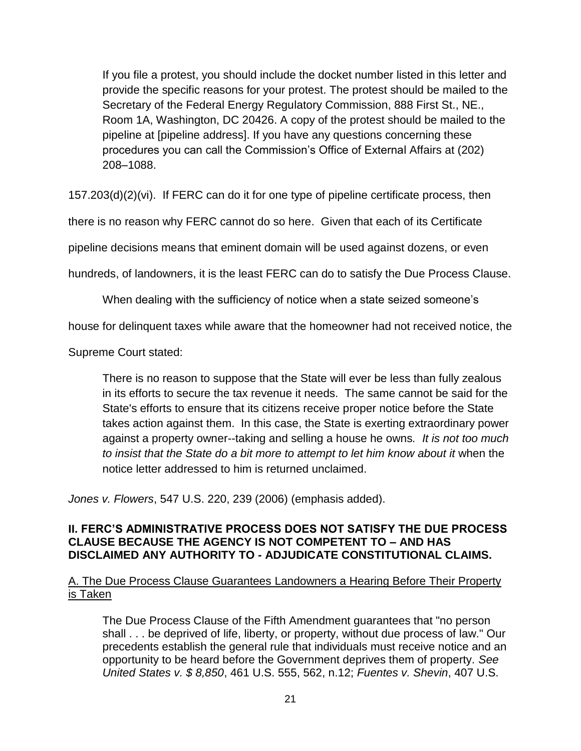> If you file a protest, you should include the docket number listed in this letter and provide the specific reasons for your protest. The protest should be mailed to the Secretary of the Federal Energy Regulatory Commission, 888 First St., NE., Room 1A, Washington, DC 20426. A copy of the protest should be mailed to the pipeline at [pipeline address]. If you have any questions concerning these procedures you can call the Commission's Office of External Affairs at (202) 208–1088.

157.203(d)(2)(vi). If FERC can do it for one type of pipeline certificate process, then there is no reason why FERC cannot do so here. Given that each of its Certificate pipeline decisions means that eminent domain will be used against dozens, or even hundreds, of landowners, it is the least FERC can do to satisfy the Due Process Clause.

When dealing with the sufficiency of notice when a state seized someone's house for delinquent taxes while aware that the homeowner had not received notice, the Supreme Court stated:

> There is no reason to suppose that the State will ever be less than fully zealous in its efforts to secure the tax revenue it needs. The same cannot be said for the State's efforts to ensure that its citizens receive proper notice before the State takes action against them. In this case, the State is exerting extraordinary power against a property owner--taking and selling a house he owns. *It is not too much to insist that the State do a bit more to attempt to let him know about it* when the notice letter addressed to him is returned unclaimed.

*Jones v. Flowers*, 547 U.S. 220, 239 (2006) (emphasis added).

## II. FERC'S ADMINISTRATIVE PROCESS DOES NOT SATISFY THE DUE PROCESS CLAUSE BECAUSE THE AGENCY IS NOT COMPETENT TO – AND HAS DISCLAIMED ANY AUTHORITY TO - ADJUDICATE CONSTITUTIONAL CLAIMS.

### A. The Due Process Clause Guarantees Landowners a Hearing Before Their Property is Taken

> The Due Process Clause of the Fifth Amendment guarantees that "no person shall . . . be deprived of life, liberty, or property, without due process of law." Our precedents establish the general rule that individuals must receive notice and an opportunity to be heard before the Government deprives them of property. *See United States v. $ 8,850*, 461 U.S. 555, 562, n.12; *Fuentes v. Shevin*, 407 U.S.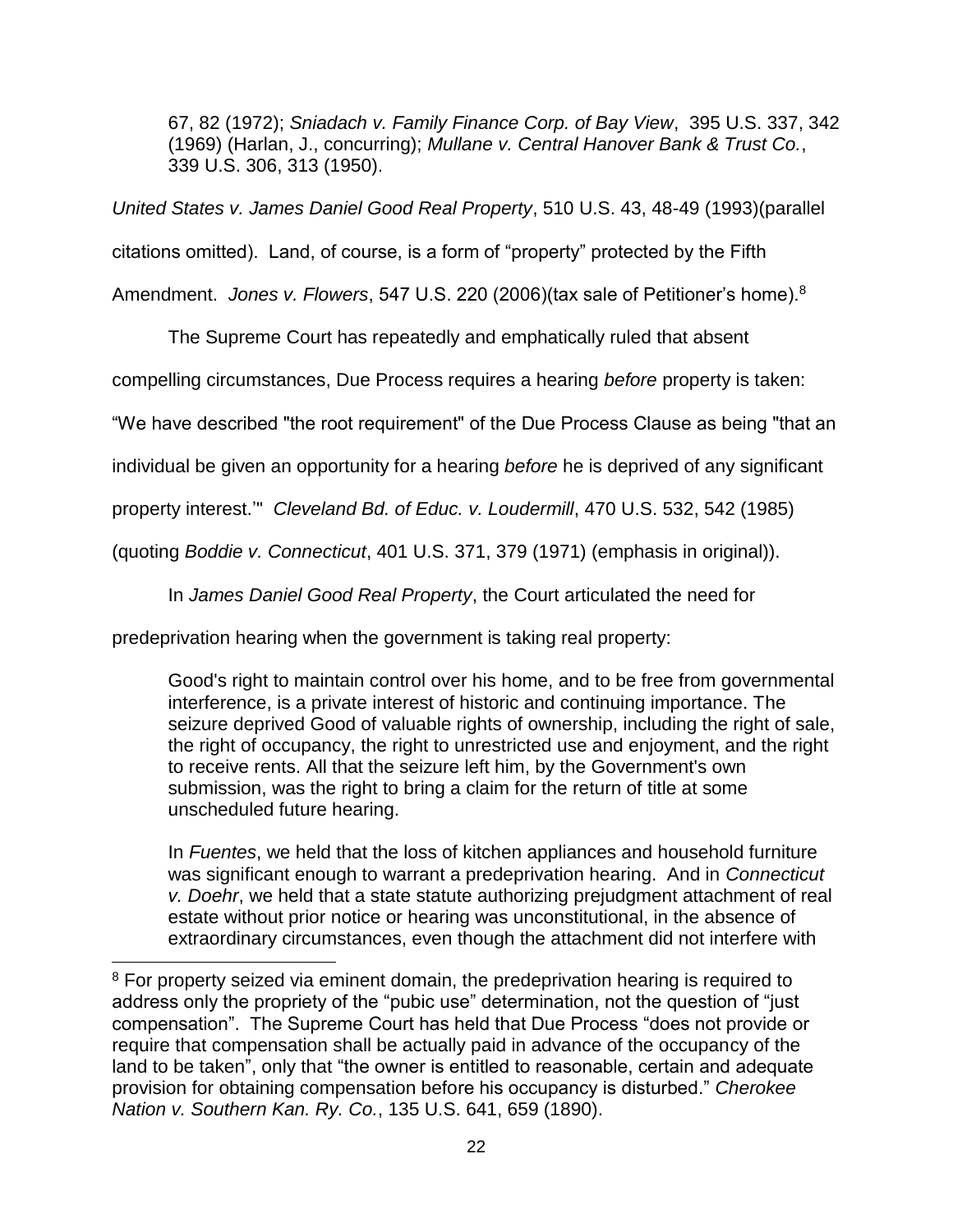> 67, 82 (1972); *Sniadach v. Family Finance Corp. of Bay View*, 395 U.S. 337, 342 (1969) (Harlan, J., concurring); *Mullane v. Central Hanover Bank & Trust Co.*, 339 U.S. 306, 313 (1950).

*United States v. James Daniel Good Real Property*, 510 U.S. 43, 48-49 (1993)(parallel citations omitted). Land, of course, is a form of "property" protected by the Fifth Amendment. *Jones v. Flowers*, 547 U.S. 220 (2006)(tax sale of Petitioner's home).[8]

The Supreme Court has repeatedly and emphatically ruled that absent compelling circumstances, Due Process requires a hearing *before* property is taken: "We have described "the root requirement" of the Due Process Clause as being "that an individual be given an opportunity for a hearing *before* he is deprived of any significant property interest.'" *Cleveland Bd. of Educ. v. Loudermill*, 470 U.S. 532, 542 (1985) (quoting *Boddie v. Connecticut*, 401 U.S. 371, 379 (1971) (emphasis in original)).

In *James Daniel Good Real Property*, the Court articulated the need for predeprivation hearing when the government is taking real property:

> Good's right to maintain control over his home, and to be free from governmental interference, is a private interest of historic and continuing importance. The seizure deprived Good of valuable rights of ownership, including the right of sale, the right of occupancy, the right to unrestricted use and enjoyment, and the right to receive rents. All that the seizure left him, by the Government's own submission, was the right to bring a claim for the return of title at some unscheduled future hearing.
>
> In *Fuentes*, we held that the loss of kitchen appliances and household furniture was significant enough to warrant a predeprivation hearing. And in *Connecticut v. Doehr*, we held that a state statute authorizing prejudgment attachment of real estate without prior notice or hearing was unconstitutional, in the absence of extraordinary circumstances, even though the attachment did not interfere with

---

[8] For property seized via eminent domain, the predeprivation hearing is required to address only the propriety of the "pubic use" determination, not the question of "just compensation". The Supreme Court has held that Due Process "does not provide or require that compensation shall be actually paid in advance of the occupancy of the land to be taken", only that "the owner is entitled to reasonable, certain and adequate provision for obtaining compensation before his occupancy is disturbed." *Cherokee Nation v. Southern Kan. Ry. Co.*, 135 U.S. 641, 659 (1890).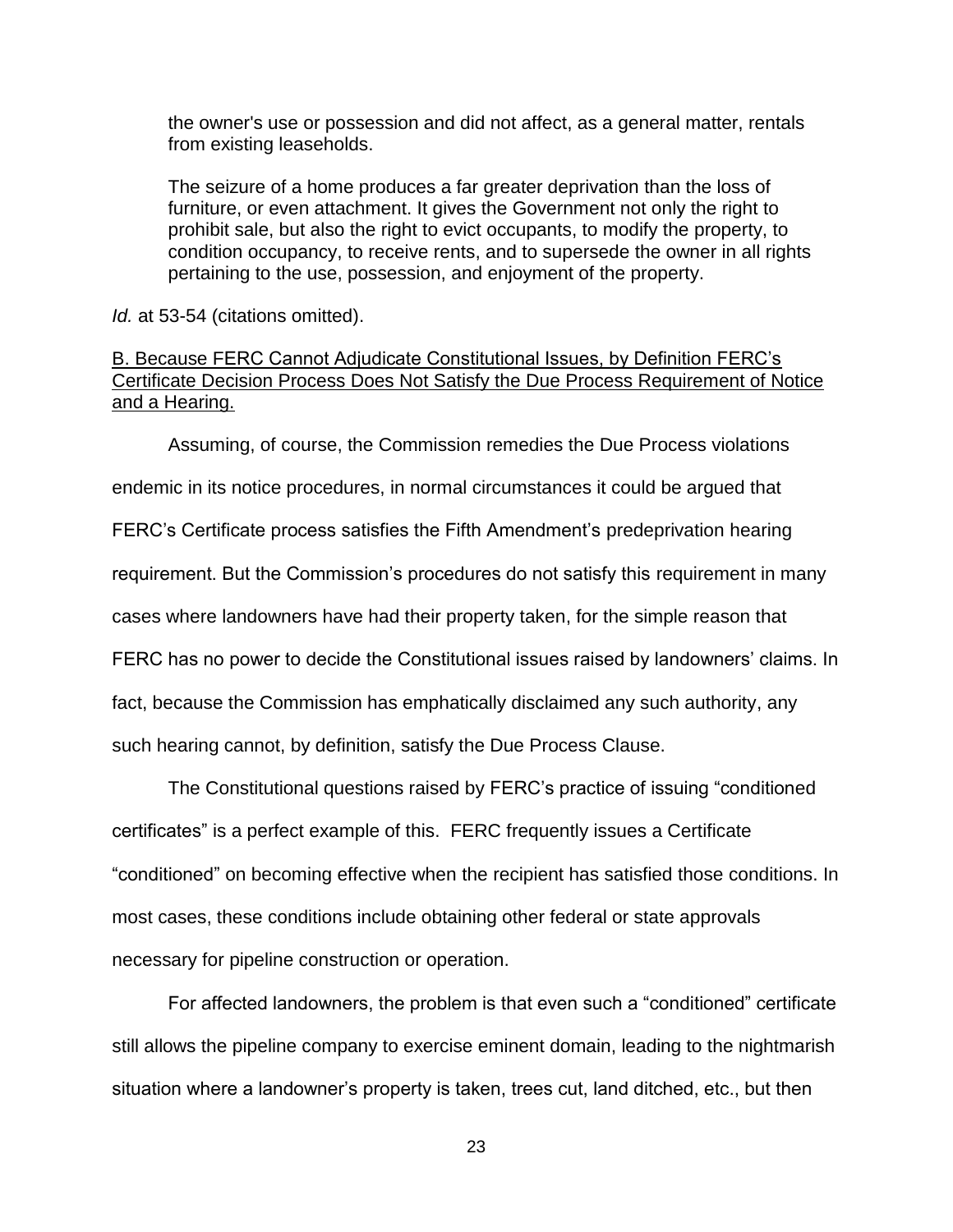> the owner's use or possession and did not affect, as a general matter, rentals from existing leaseholds.
>
> The seizure of a home produces a far greater deprivation than the loss of furniture, or even attachment. It gives the Government not only the right to prohibit sale, but also the right to evict occupants, to modify the property, to condition occupancy, to receive rents, and to supersede the owner in all rights pertaining to the use, possession, and enjoyment of the property.

*Id.* at 53-54 (citations omitted).

<u>B. Because FERC Cannot Adjudicate Constitutional Issues, by Definition FERC's Certificate Decision Process Does Not Satisfy the Due Process Requirement of Notice and a Hearing.</u>

Assuming, of course, the Commission remedies the Due Process violations endemic in its notice procedures, in normal circumstances it could be argued that FERC's Certificate process satisfies the Fifth Amendment's predeprivation hearing requirement. But the Commission's procedures do not satisfy this requirement in many cases where landowners have had their property taken, for the simple reason that FERC has no power to decide the Constitutional issues raised by landowners' claims. In fact, because the Commission has emphatically disclaimed any such authority, any such hearing cannot, by definition, satisfy the Due Process Clause.

The Constitutional questions raised by FERC's practice of issuing "conditioned certificates" is a perfect example of this. FERC frequently issues a Certificate "conditioned" on becoming effective when the recipient has satisfied those conditions. In most cases, these conditions include obtaining other federal or state approvals necessary for pipeline construction or operation.

For affected landowners, the problem is that even such a "conditioned" certificate still allows the pipeline company to exercise eminent domain, leading to the nightmarish situation where a landowner's property is taken, trees cut, land ditched, etc., but then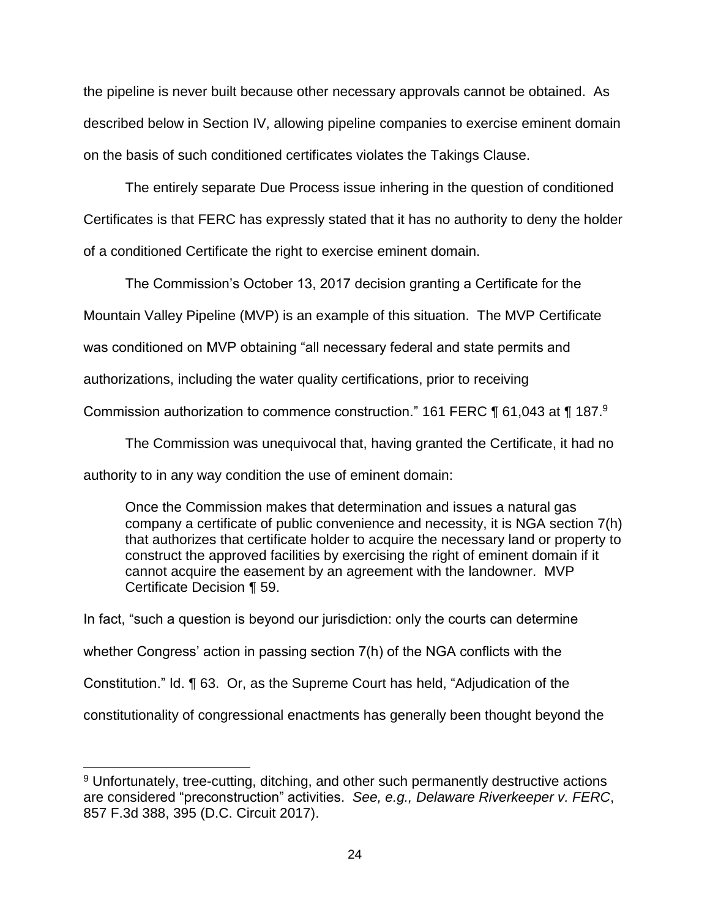the pipeline is never built because other necessary approvals cannot be obtained. As described below in Section IV, allowing pipeline companies to exercise eminent domain on the basis of such conditioned certificates violates the Takings Clause.

The entirely separate Due Process issue inhering in the question of conditioned Certificates is that FERC has expressly stated that it has no authority to deny the holder of a conditioned Certificate the right to exercise eminent domain.

The Commission's October 13, 2017 decision granting a Certificate for the Mountain Valley Pipeline (MVP) is an example of this situation. The MVP Certificate was conditioned on MVP obtaining "all necessary federal and state permits and authorizations, including the water quality certifications, prior to receiving Commission authorization to commence construction." 161 FERC ¶ 61,043 at ¶ 187.[9]

The Commission was unequivocal that, having granted the Certificate, it had no authority to in any way condition the use of eminent domain:

> Once the Commission makes that determination and issues a natural gas company a certificate of public convenience and necessity, it is NGA section 7(h) that authorizes that certificate holder to acquire the necessary land or property to construct the approved facilities by exercising the right of eminent domain if it cannot acquire the easement by an agreement with the landowner. MVP Certificate Decision ¶ 59.

In fact, "such a question is beyond our jurisdiction: only the courts can determine whether Congress' action in passing section 7(h) of the NGA conflicts with the Constitution." Id. ¶ 63. Or, as the Supreme Court has held, "Adjudication of the constitutionality of congressional enactments has generally been thought beyond the

---

[9] Unfortunately, tree-cutting, ditching, and other such permanently destructive actions are considered "preconstruction" activities. *See, e.g., Delaware Riverkeeper v. FERC*, 857 F.3d 388, 395 (D.C. Circuit 2017).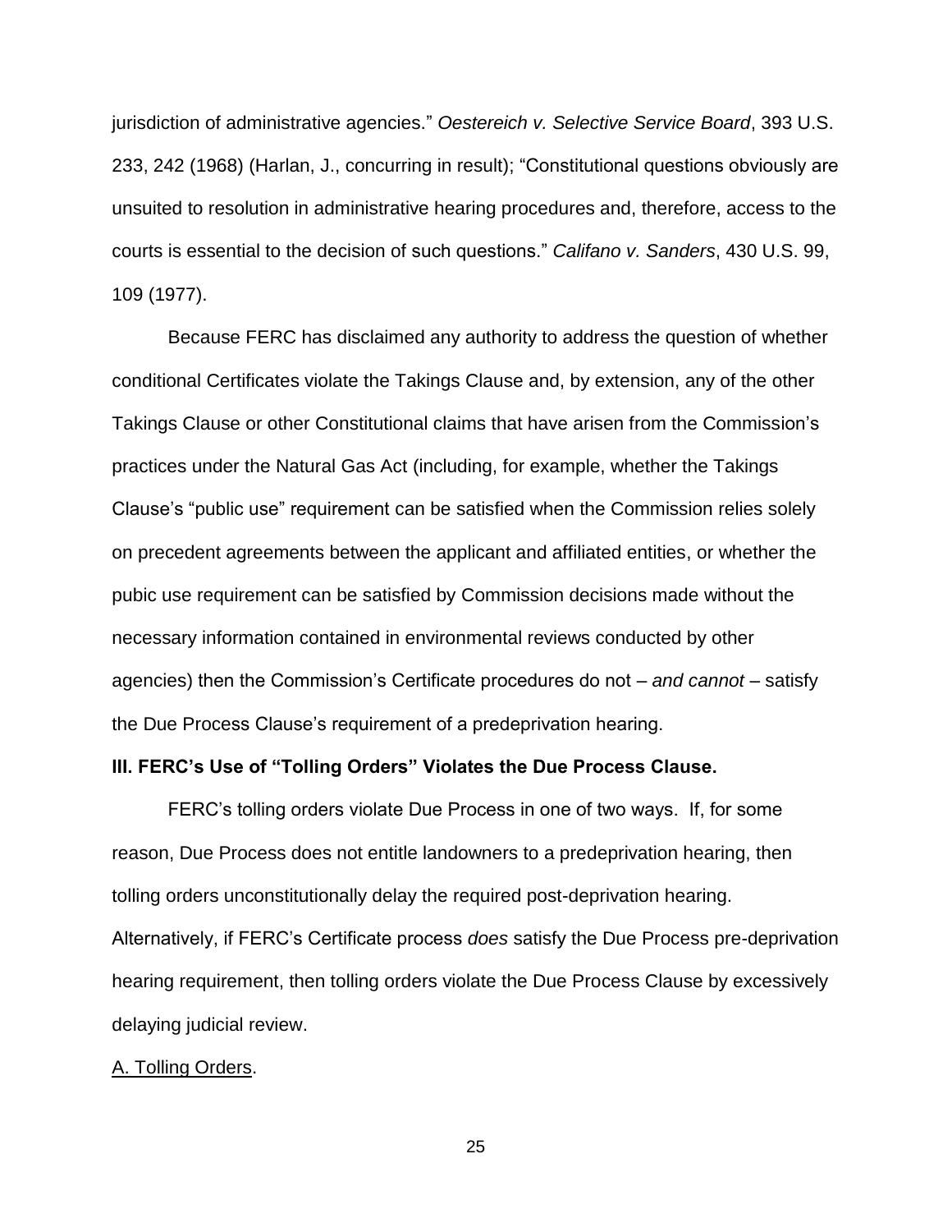jurisdiction of administrative agencies." *Oestereich v. Selective Service Board*, 393 U.S. 233, 242 (1968) (Harlan, J., concurring in result); "Constitutional questions obviously are unsuited to resolution in administrative hearing procedures and, therefore, access to the courts is essential to the decision of such questions." *Califano v. Sanders*, 430 U.S. 99, 109 (1977).

Because FERC has disclaimed any authority to address the question of whether conditional Certificates violate the Takings Clause and, by extension, any of the other Takings Clause or other Constitutional claims that have arisen from the Commission's practices under the Natural Gas Act (including, for example, whether the Takings Clause's "public use" requirement can be satisfied when the Commission relies solely on precedent agreements between the applicant and affiliated entities, or whether the pubic use requirement can be satisfied by Commission decisions made without the necessary information contained in environmental reviews conducted by other agencies) then the Commission's Certificate procedures do not – *and cannot* – satisfy the Due Process Clause's requirement of a predeprivation hearing.

**III. FERC's Use of "Tolling Orders" Violates the Due Process Clause.**

FERC's tolling orders violate Due Process in one of two ways. If, for some reason, Due Process does not entitle landowners to a predeprivation hearing, then tolling orders unconstitutionally delay the required post-deprivation hearing. Alternatively, if FERC's Certificate process *does* satisfy the Due Process pre-deprivation hearing requirement, then tolling orders violate the Due Process Clause by excessively delaying judicial review.

<u>A. Tolling Orders</u>.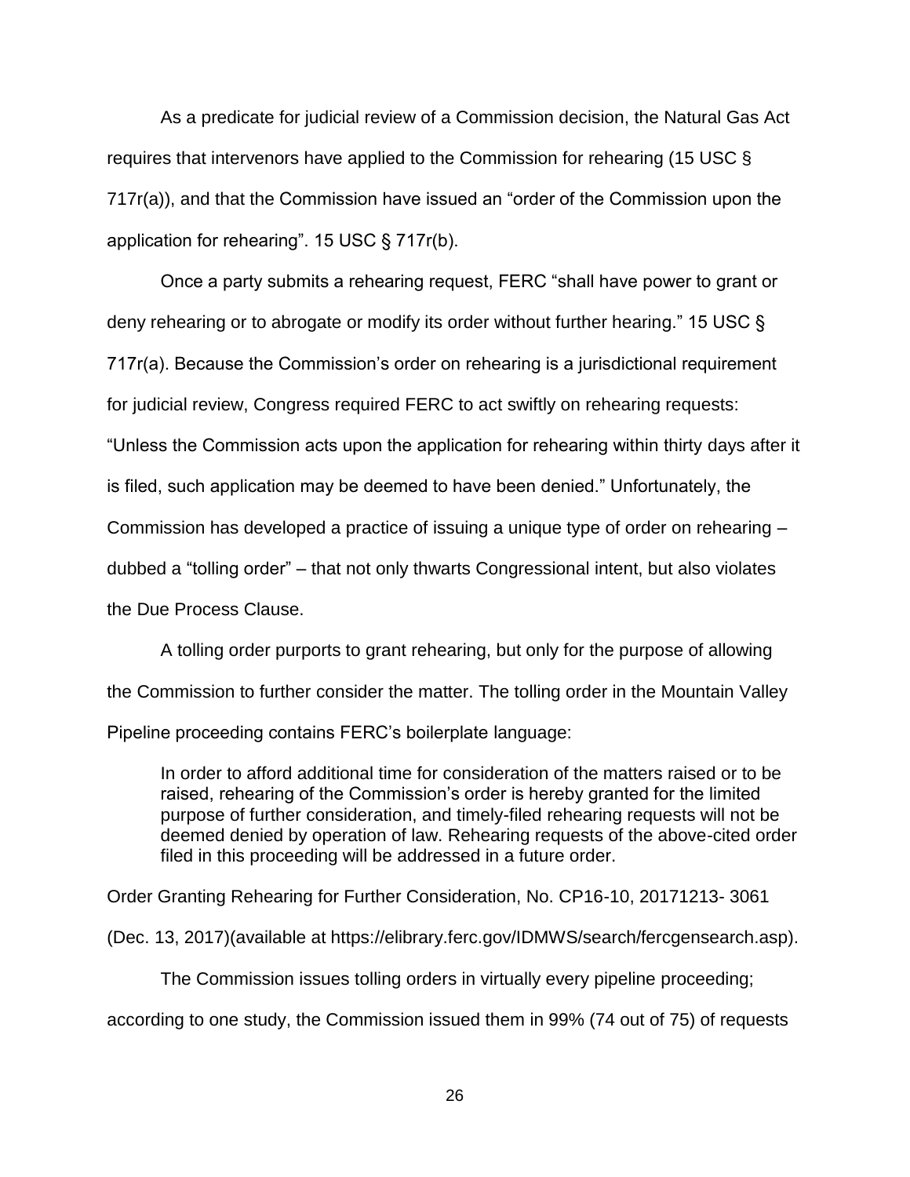As a predicate for judicial review of a Commission decision, the Natural Gas Act requires that intervenors have applied to the Commission for rehearing (15 USC § 717r(a)), and that the Commission have issued an "order of the Commission upon the application for rehearing". 15 USC § 717r(b).

Once a party submits a rehearing request, FERC "shall have power to grant or deny rehearing or to abrogate or modify its order without further hearing." 15 USC § 717r(a). Because the Commission's order on rehearing is a jurisdictional requirement for judicial review, Congress required FERC to act swiftly on rehearing requests: "Unless the Commission acts upon the application for rehearing within thirty days after it is filed, such application may be deemed to have been denied." Unfortunately, the Commission has developed a practice of issuing a unique type of order on rehearing – dubbed a "tolling order" – that not only thwarts Congressional intent, but also violates the Due Process Clause.

A tolling order purports to grant rehearing, but only for the purpose of allowing the Commission to further consider the matter. The tolling order in the Mountain Valley Pipeline proceeding contains FERC's boilerplate language:

> In order to afford additional time for consideration of the matters raised or to be raised, rehearing of the Commission's order is hereby granted for the limited purpose of further consideration, and timely-filed rehearing requests will not be deemed denied by operation of law. Rehearing requests of the above-cited order filed in this proceeding will be addressed in a future order.

Order Granting Rehearing for Further Consideration, No. CP16-10, 20171213- 3061 (Dec. 13, 2017)(available at https://elibrary.ferc.gov/IDMWS/search/fercgensearch.asp).

The Commission issues tolling orders in virtually every pipeline proceeding; according to one study, the Commission issued them in 99% (74 out of 75) of requests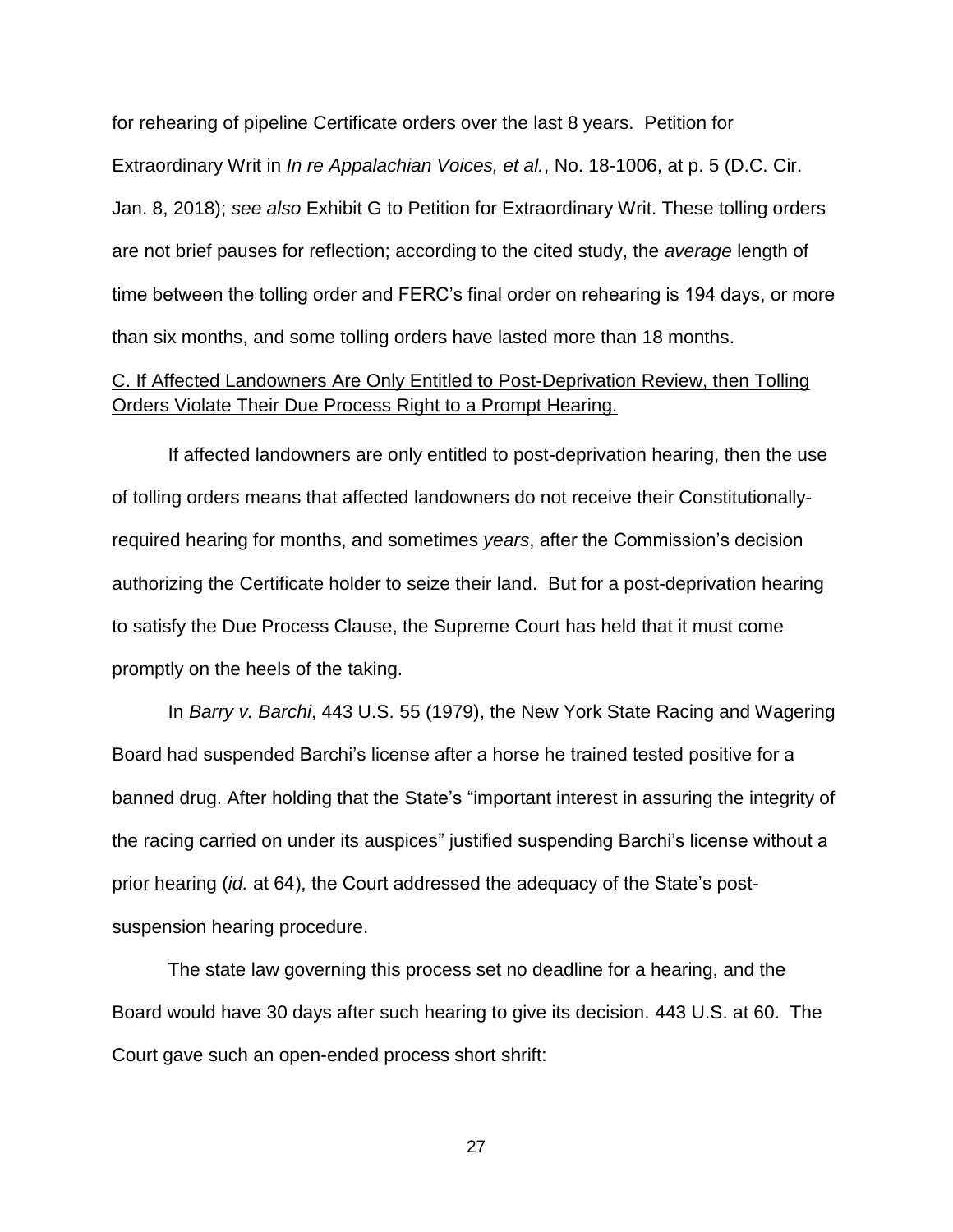for rehearing of pipeline Certificate orders over the last 8 years. Petition for Extraordinary Writ in *In re Appalachian Voices, et al.*, No. 18-1006, at p. 5 (D.C. Cir. Jan. 8, 2018); *see also* Exhibit G to Petition for Extraordinary Writ. These tolling orders are not brief pauses for reflection; according to the cited study, the *average* length of time between the tolling order and FERC's final order on rehearing is 194 days, or more than six months, and some tolling orders have lasted more than 18 months.

<u>C. If Affected Landowners Are Only Entitled to Post-Deprivation Review, then Tolling Orders Violate Their Due Process Right to a Prompt Hearing.</u>

If affected landowners are only entitled to post-deprivation hearing, then the use of tolling orders means that affected landowners do not receive their Constitutionally-required hearing for months, and sometimes *years*, after the Commission's decision authorizing the Certificate holder to seize their land. But for a post-deprivation hearing to satisfy the Due Process Clause, the Supreme Court has held that it must come promptly on the heels of the taking.

In *Barry v. Barchi*, 443 U.S. 55 (1979), the New York State Racing and Wagering Board had suspended Barchi's license after a horse he trained tested positive for a banned drug. After holding that the State's "important interest in assuring the integrity of the racing carried on under its auspices" justified suspending Barchi's license without a prior hearing (*id.* at 64), the Court addressed the adequacy of the State's post-suspension hearing procedure.

The state law governing this process set no deadline for a hearing, and the Board would have 30 days after such hearing to give its decision. 443 U.S. at 60. The Court gave such an open-ended process short shrift: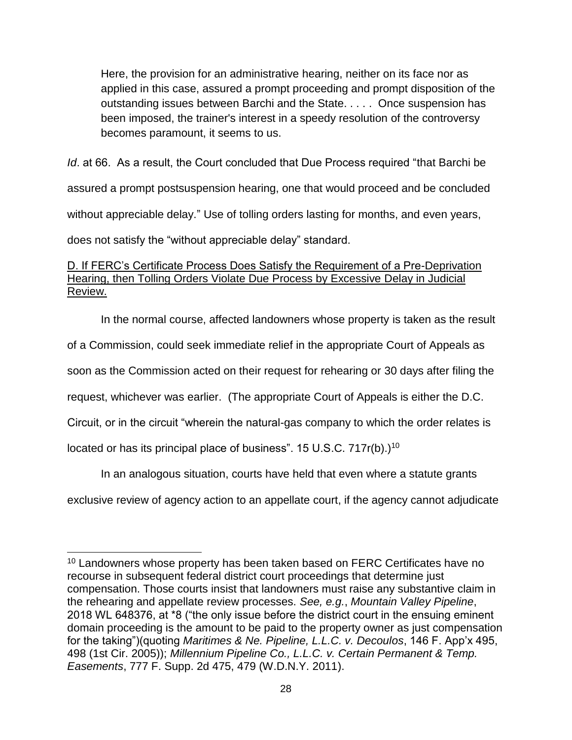> Here, the provision for an administrative hearing, neither on its face nor as applied in this case, assured a prompt proceeding and prompt disposition of the outstanding issues between Barchi and the State. . . . . Once suspension has been imposed, the trainer's interest in a speedy resolution of the controversy becomes paramount, it seems to us.

*Id*. at 66. As a result, the Court concluded that Due Process required "that Barchi be assured a prompt postsuspension hearing, one that would proceed and be concluded without appreciable delay." Use of tolling orders lasting for months, and even years, does not satisfy the "without appreciable delay" standard.

<u>D. If FERC's Certificate Process Does Satisfy the Requirement of a Pre-Deprivation Hearing, then Tolling Orders Violate Due Process by Excessive Delay in Judicial Review.</u>

In the normal course, affected landowners whose property is taken as the result of a Commission, could seek immediate relief in the appropriate Court of Appeals as soon as the Commission acted on their request for rehearing or 30 days after filing the request, whichever was earlier. (The appropriate Court of Appeals is either the D.C. Circuit, or in the circuit "wherein the natural-gas company to which the order relates is located or has its principal place of business". 15 U.S.C. 717r(b).)[10]

In an analogous situation, courts have held that even where a statute grants exclusive review of agency action to an appellate court, if the agency cannot adjudicate

[10] Landowners whose property has been taken based on FERC Certificates have no recourse in subsequent federal district court proceedings that determine just compensation. Those courts insist that landowners must raise any substantive claim in the rehearing and appellate review processes. *See, e.g.*, *Mountain Valley Pipeline*, 2018 WL 648376, at *8 ("the only issue before the district court in the ensuing eminent domain proceeding is the amount to be paid to the property owner as just compensation for the taking")(quoting *Maritimes & Ne. Pipeline, L.L.C. v. Decoulos*, 146 F. App'x 495, 498 (1st Cir. 2005)); *Millennium Pipeline Co., L.L.C. v. Certain Permanent & Temp. Easements*, 777 F. Supp. 2d 475, 479 (W.D.N.Y. 2011).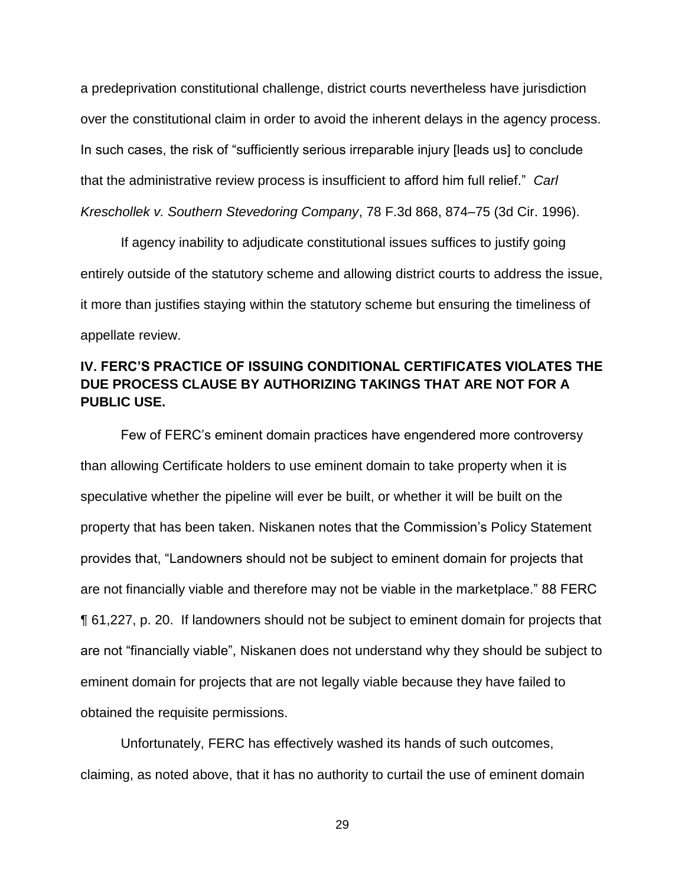a predeprivation constitutional challenge, district courts nevertheless have jurisdiction over the constitutional claim in order to avoid the inherent delays in the agency process. In such cases, the risk of "sufficiently serious irreparable injury [leads us] to conclude that the administrative review process is insufficient to afford him full relief." *Carl Kreschollek v. Southern Stevedoring Company*, 78 F.3d 868, 874–75 (3d Cir. 1996).

If agency inability to adjudicate constitutional issues suffices to justify going entirely outside of the statutory scheme and allowing district courts to address the issue, it more than justifies staying within the statutory scheme but ensuring the timeliness of appellate review.

## IV. FERC'S PRACTICE OF ISSUING CONDITIONAL CERTIFICATES VIOLATES THE DUE PROCESS CLAUSE BY AUTHORIZING TAKINGS THAT ARE NOT FOR A PUBLIC USE.

Few of FERC's eminent domain practices have engendered more controversy than allowing Certificate holders to use eminent domain to take property when it is speculative whether the pipeline will ever be built, or whether it will be built on the property that has been taken. Niskanen notes that the Commission's Policy Statement provides that, "Landowners should not be subject to eminent domain for projects that are not financially viable and therefore may not be viable in the marketplace." 88 FERC ¶ 61,227, p. 20. If landowners should not be subject to eminent domain for projects that are not "financially viable", Niskanen does not understand why they should be subject to eminent domain for projects that are not legally viable because they have failed to obtained the requisite permissions.

Unfortunately, FERC has effectively washed its hands of such outcomes, claiming, as noted above, that it has no authority to curtail the use of eminent domain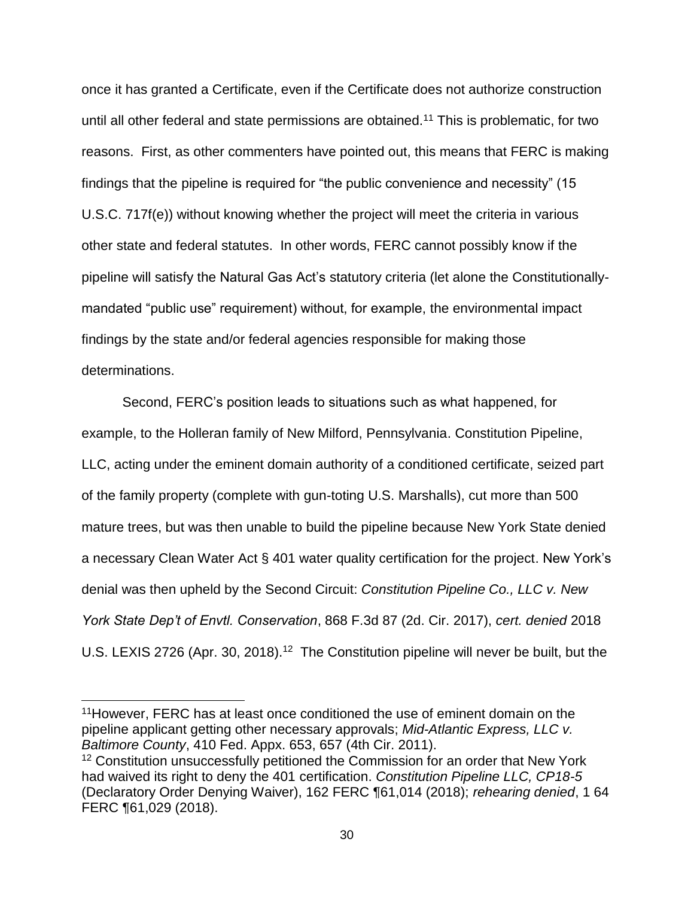once it has granted a Certificate, even if the Certificate does not authorize construction until all other federal and state permissions are obtained.[11] This is problematic, for two reasons. First, as other commenters have pointed out, this means that FERC is making findings that the pipeline is required for "the public convenience and necessity" (15 U.S.C. 717f(e)) without knowing whether the project will meet the criteria in various other state and federal statutes. In other words, FERC cannot possibly know if the pipeline will satisfy the Natural Gas Act's statutory criteria (let alone the Constitutionally-mandated "public use" requirement) without, for example, the environmental impact findings by the state and/or federal agencies responsible for making those determinations.

Second, FERC's position leads to situations such as what happened, for example, to the Holleran family of New Milford, Pennsylvania. Constitution Pipeline, LLC, acting under the eminent domain authority of a conditioned certificate, seized part of the family property (complete with gun-toting U.S. Marshalls), cut more than 500 mature trees, but was then unable to build the pipeline because New York State denied a necessary Clean Water Act § 401 water quality certification for the project. New York's denial was then upheld by the Second Circuit: *Constitution Pipeline Co., LLC v. New York State Dep't of Envtl. Conservation*, 868 F.3d 87 (2d. Cir. 2017), *cert. denied* 2018 U.S. LEXIS 2726 (Apr. 30, 2018).[12] The Constitution pipeline will never be built, but the

---

[11] However, FERC has at least once conditioned the use of eminent domain on the pipeline applicant getting other necessary approvals; *Mid-Atlantic Express, LLC v. Baltimore County*, 410 Fed. Appx. 653, 657 (4th Cir. 2011).

[12] Constitution unsuccessfully petitioned the Commission for an order that New York had waived its right to deny the 401 certification. *Constitution Pipeline LLC, CP18-5* (Declaratory Order Denying Waiver), 162 FERC ¶61,014 (2018); *rehearing denied*, 1 64 FERC ¶61,029 (2018).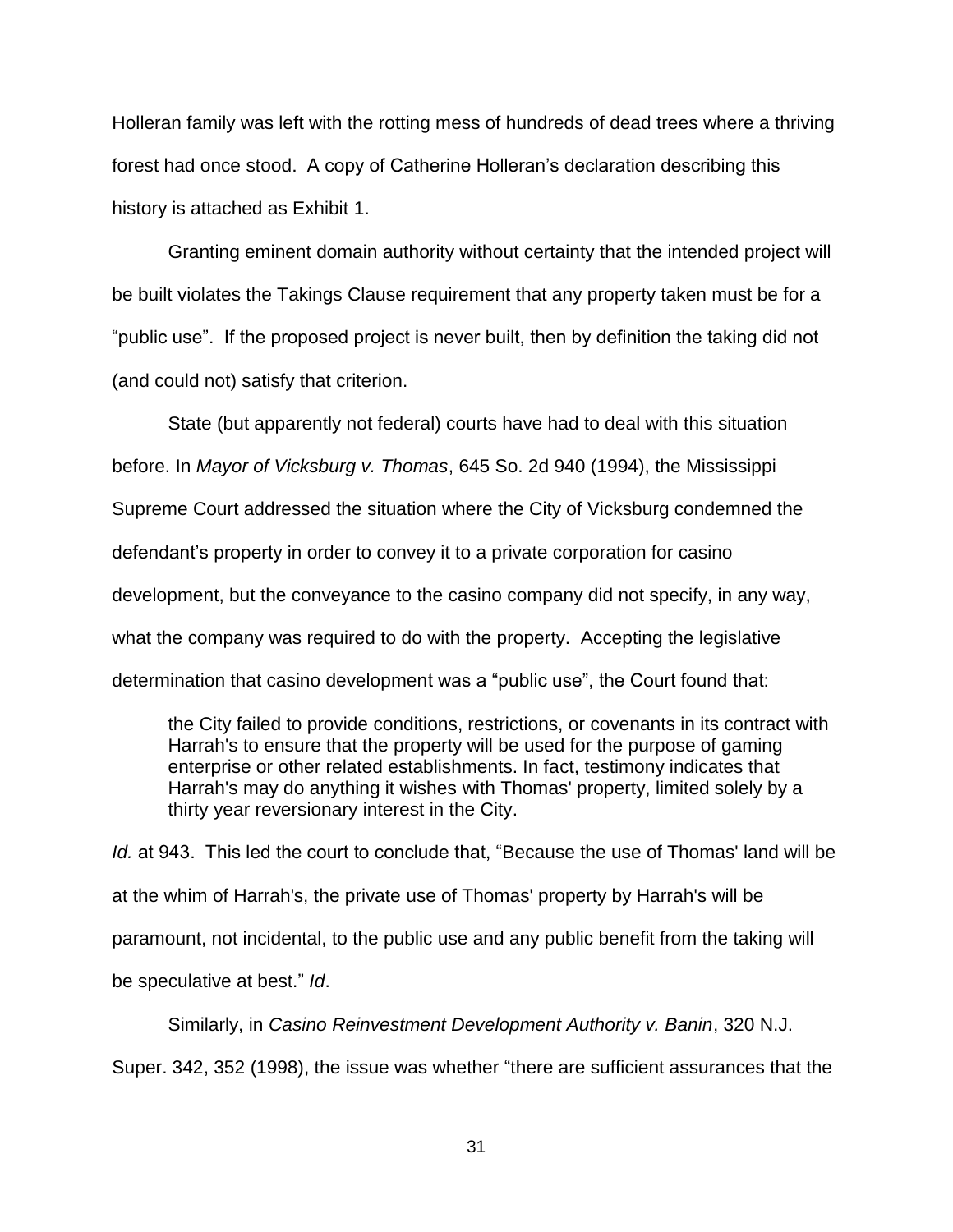Holleran family was left with the rotting mess of hundreds of dead trees where a thriving forest had once stood. A copy of Catherine Holleran's declaration describing this history is attached as Exhibit 1.

Granting eminent domain authority without certainty that the intended project will be built violates the Takings Clause requirement that any property taken must be for a "public use". If the proposed project is never built, then by definition the taking did not (and could not) satisfy that criterion.

State (but apparently not federal) courts have had to deal with this situation before. In *Mayor of Vicksburg v. Thomas*, 645 So. 2d 940 (1994), the Mississippi Supreme Court addressed the situation where the City of Vicksburg condemned the defendant's property in order to convey it to a private corporation for casino development, but the conveyance to the casino company did not specify, in any way, what the company was required to do with the property. Accepting the legislative determination that casino development was a "public use", the Court found that:

> the City failed to provide conditions, restrictions, or covenants in its contract with Harrah's to ensure that the property will be used for the purpose of gaming enterprise or other related establishments. In fact, testimony indicates that Harrah's may do anything it wishes with Thomas' property, limited solely by a thirty year reversionary interest in the City.

*Id.* at 943. This led the court to conclude that, "Because the use of Thomas' land will be at the whim of Harrah's, the private use of Thomas' property by Harrah's will be paramount, not incidental, to the public use and any public benefit from the taking will be speculative at best." *Id*.

Similarly, in *Casino Reinvestment Development Authority v. Banin*, 320 N.J. Super. 342, 352 (1998), the issue was whether "there are sufficient assurances that the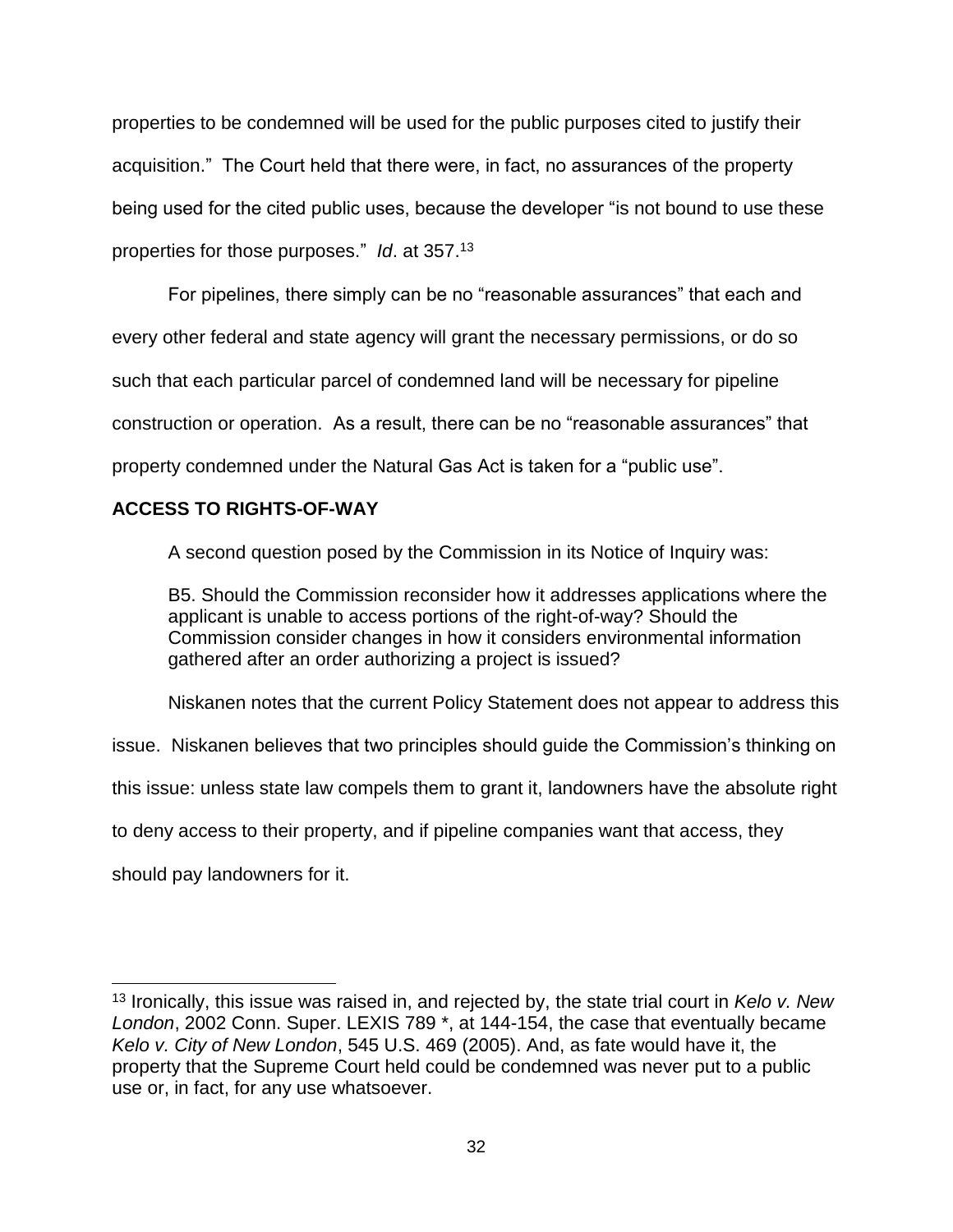properties to be condemned will be used for the public purposes cited to justify their acquisition." The Court held that there were, in fact, no assurances of the property being used for the cited public uses, because the developer "is not bound to use these properties for those purposes." *Id*. at 357.[13]

For pipelines, there simply can be no "reasonable assurances" that each and every other federal and state agency will grant the necessary permissions, or do so such that each particular parcel of condemned land will be necessary for pipeline construction or operation. As a result, there can be no "reasonable assurances" that property condemned under the Natural Gas Act is taken for a "public use".

**ACCESS TO RIGHTS-OF-WAY**

A second question posed by the Commission in its Notice of Inquiry was:

> B5. Should the Commission reconsider how it addresses applications where the applicant is unable to access portions of the right-of-way? Should the Commission consider changes in how it considers environmental information gathered after an order authorizing a project is issued?

Niskanen notes that the current Policy Statement does not appear to address this issue. Niskanen believes that two principles should guide the Commission's thinking on this issue: unless state law compels them to grant it, landowners have the absolute right to deny access to their property, and if pipeline companies want that access, they should pay landowners for it.

---

[13] Ironically, this issue was raised in, and rejected by, the state trial court in *Kelo v. New London*, 2002 Conn. Super. LEXIS 789 *, at 144-154, the case that eventually became *Kelo v. City of New London*, 545 U.S. 469 (2005). And, as fate would have it, the property that the Supreme Court held could be condemned was never put to a public use or, in fact, for any use whatsoever.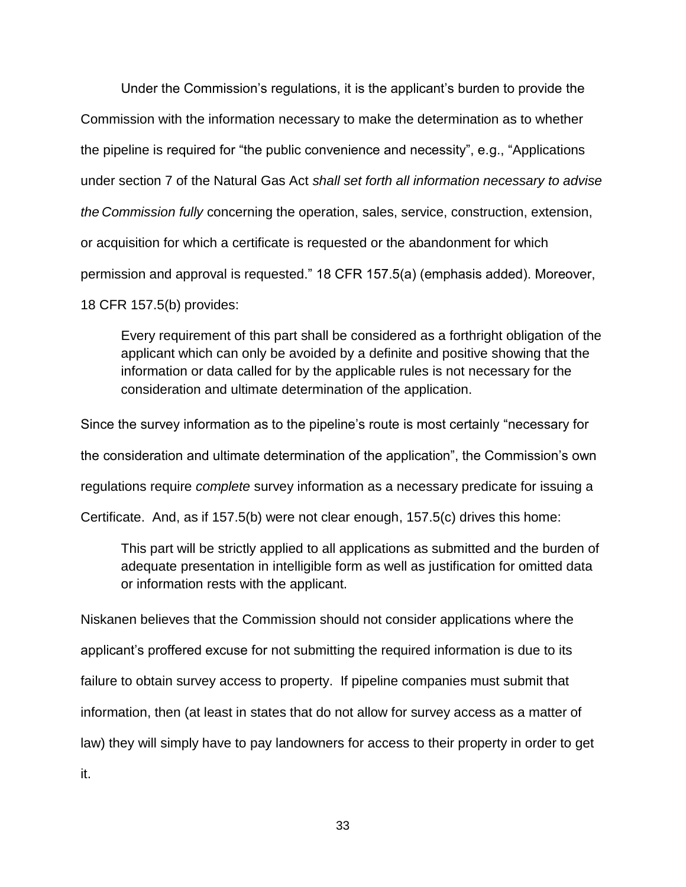Under the Commission's regulations, it is the applicant's burden to provide the Commission with the information necessary to make the determination as to whether the pipeline is required for "the public convenience and necessity", e.g., "Applications under section 7 of the Natural Gas Act *shall set forth all information necessary to advise the Commission fully* concerning the operation, sales, service, construction, extension, or acquisition for which a certificate is requested or the abandonment for which permission and approval is requested." 18 CFR 157.5(a) (emphasis added). Moreover, 18 CFR 157.5(b) provides:

> Every requirement of this part shall be considered as a forthright obligation of the applicant which can only be avoided by a definite and positive showing that the information or data called for by the applicable rules is not necessary for the consideration and ultimate determination of the application.

Since the survey information as to the pipeline's route is most certainly "necessary for the consideration and ultimate determination of the application", the Commission's own regulations require *complete* survey information as a necessary predicate for issuing a Certificate. And, as if 157.5(b) were not clear enough, 157.5(c) drives this home:

> This part will be strictly applied to all applications as submitted and the burden of adequate presentation in intelligible form as well as justification for omitted data or information rests with the applicant.

Niskanen believes that the Commission should not consider applications where the applicant's proffered excuse for not submitting the required information is due to its failure to obtain survey access to property. If pipeline companies must submit that information, then (at least in states that do not allow for survey access as a matter of law) they will simply have to pay landowners for access to their property in order to get it.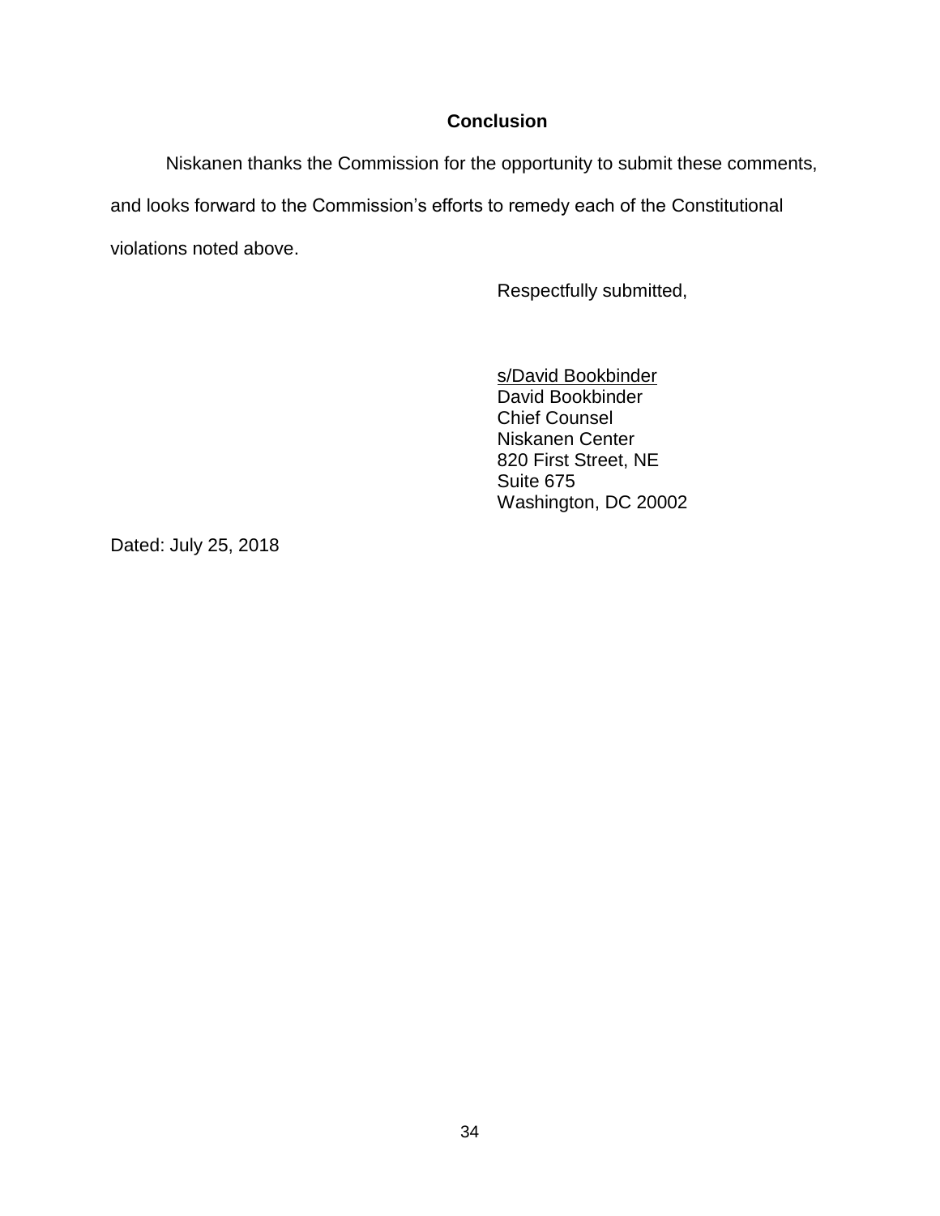## Conclusion

Niskanen thanks the Commission for the opportunity to submit these comments, and looks forward to the Commission's efforts to remedy each of the Constitutional violations noted above.

Respectfully submitted,

s/David Bookbinder
David Bookbinder
Chief Counsel
Niskanen Center
820 First Street, NE
Suite 675
Washington, DC 20002

Dated: July 25, 2018